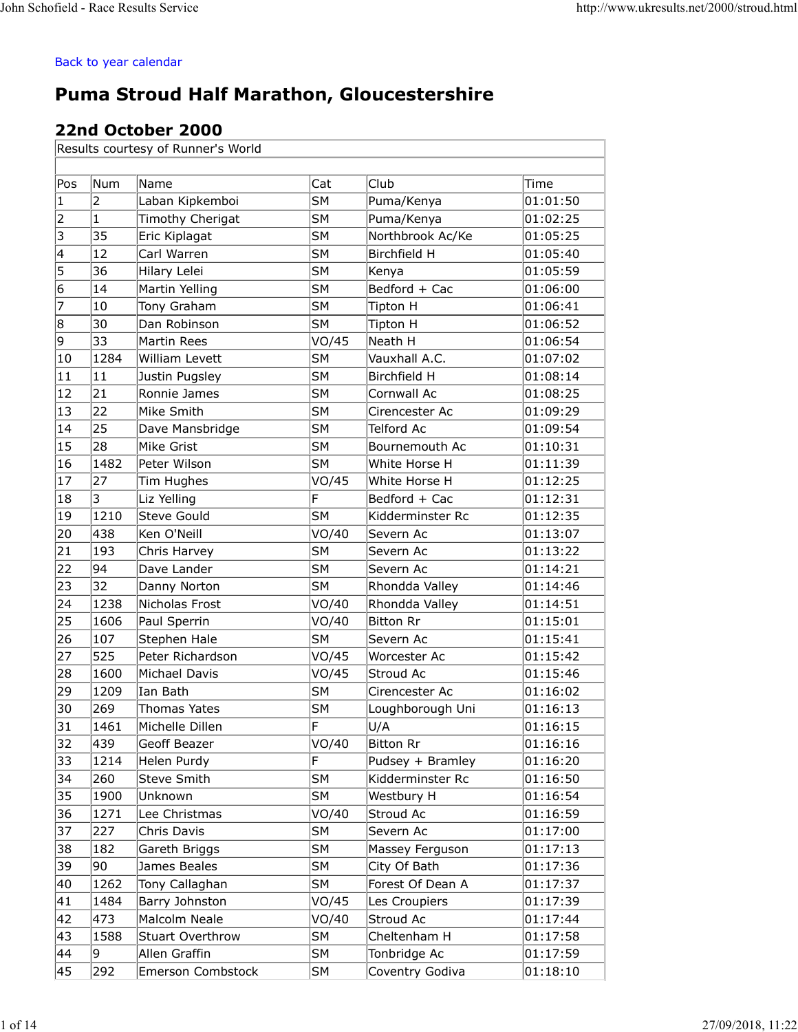Back to year calendar

# Puma Stroud Half Marathon, Gloucestershire

## 22nd October 2000

Results courtesy of Runner's World

| Pos | Num | Name | Cat | Club | Time |
|---|---|---|---|---|---|
| 1 | 2 | Laban Kipkemboi | SM | Puma/Kenya | 01:01:50 |
| 2 | 1 | Timothy Cherigat | SM | Puma/Kenya | 01:02:25 |
| 3 | 35 | Eric Kiplagat | SM | Northbrook Ac/Ke | 01:05:25 |
| 4 | 12 | Carl Warren | SM | Birchfield H | 01:05:40 |
| 5 | 36 | Hilary Lelei | SM | Kenya | 01:05:59 |
| 6 | 14 | Martin Yelling | SM | Bedford + Cac | 01:06:00 |
| 7 | 10 | Tony Graham | SM | Tipton H | 01:06:41 |
| 8 | 30 | Dan Robinson | SM | Tipton H | 01:06:52 |
| 9 | 33 | Martin Rees | VO/45 | Neath H | 01:06:54 |
| 10 | 1284 | William Levett | SM | Vauxhall A.C. | 01:07:02 |
| 11 | 11 | Justin Pugsley | SM | Birchfield H | 01:08:14 |
| 12 | 21 | Ronnie James | SM | Cornwall Ac | 01:08:25 |
| 13 | 22 | Mike Smith | SM | Cirencester Ac | 01:09:29 |
| 14 | 25 | Dave Mansbridge | SM | Telford Ac | 01:09:54 |
| 15 | 28 | Mike Grist | SM | Bournemouth Ac | 01:10:31 |
| 16 | 1482 | Peter Wilson | SM | White Horse H | 01:11:39 |
| 17 | 27 | Tim Hughes | VO/45 | White Horse H | 01:12:25 |
| 18 | 3 | Liz Yelling | F | Bedford + Cac | 01:12:31 |
| 19 | 1210 | Steve Gould | SM | Kidderminster Rc | 01:12:35 |
| 20 | 438 | Ken O'Neill | VO/40 | Severn Ac | 01:13:07 |
| 21 | 193 | Chris Harvey | SM | Severn Ac | 01:13:22 |
| 22 | 94 | Dave Lander | SM | Severn Ac | 01:14:21 |
| 23 | 32 | Danny Norton | SM | Rhondda Valley | 01:14:46 |
| 24 | 1238 | Nicholas Frost | VO/40 | Rhondda Valley | 01:14:51 |
| 25 | 1606 | Paul Sperrin | VO/40 | Bitton Rr | 01:15:01 |
| 26 | 107 | Stephen Hale | SM | Severn Ac | 01:15:41 |
| 27 | 525 | Peter Richardson | VO/45 | Worcester Ac | 01:15:42 |
| 28 | 1600 | Michael Davis | VO/45 | Stroud Ac | 01:15:46 |
| 29 | 1209 | Ian Bath | SM | Cirencester Ac | 01:16:02 |
| 30 | 269 | Thomas Yates | SM | Loughborough Uni | 01:16:13 |
| 31 | 1461 | Michelle Dillen | F | U/A | 01:16:15 |
| 32 | 439 | Geoff Beazer | VO/40 | Bitton Rr | 01:16:16 |
| 33 | 1214 | Helen Purdy | F | Pudsey + Bramley | 01:16:20 |
| 34 | 260 | Steve Smith | SM | Kidderminster Rc | 01:16:50 |
| 35 | 1900 | Unknown | SM | Westbury H | 01:16:54 |
| 36 | 1271 | Lee Christmas | VO/40 | Stroud Ac | 01:16:59 |
| 37 | 227 | Chris Davis | SM | Severn Ac | 01:17:00 |
| 38 | 182 | Gareth Briggs | SM | Massey Ferguson | 01:17:13 |
| 39 | 90 | James Beales | SM | City Of Bath | 01:17:36 |
| 40 | 1262 | Tony Callaghan | SM | Forest Of Dean A | 01:17:37 |
| 41 | 1484 | Barry Johnston | VO/45 | Les Croupiers | 01:17:39 |
| 42 | 473 | Malcolm Neale | VO/40 | Stroud Ac | 01:17:44 |
| 43 | 1588 | Stuart Overthrow | SM | Cheltenham H | 01:17:58 |
| 44 | 9 | Allen Graffin | SM | Tonbridge Ac | 01:17:59 |
| 45 | 292 | Emerson Combstock | SM | Coventry Godiva | 01:18:10 |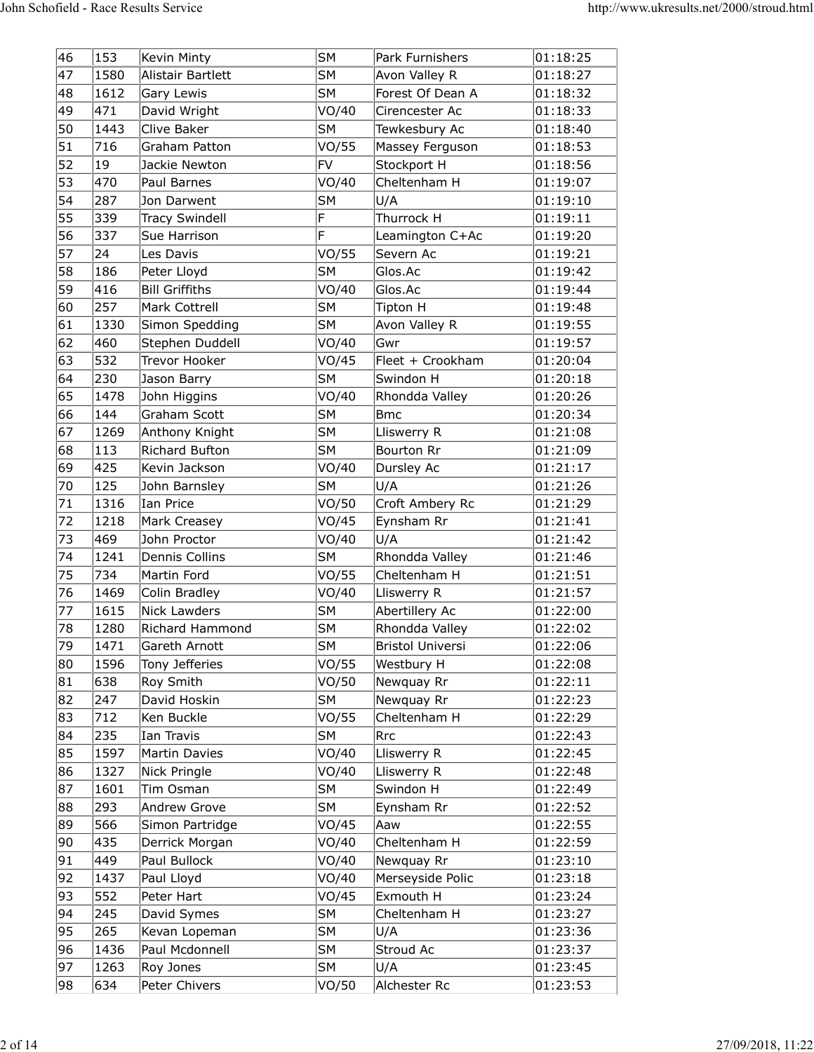| | | | | | |
|---|---|---|---|---|---|
| 46 | 153 | Kevin Minty | SM | Park Furnishers | 01:18:25 |
| 47 | 1580 | Alistair Bartlett | SM | Avon Valley R | 01:18:27 |
| 48 | 1612 | Gary Lewis | SM | Forest Of Dean A | 01:18:32 |
| 49 | 471 | David Wright | VO/40 | Cirencester Ac | 01:18:33 |
| 50 | 1443 | Clive Baker | SM | Tewkesbury Ac | 01:18:40 |
| 51 | 716 | Graham Patton | VO/55 | Massey Ferguson | 01:18:53 |
| 52 | 19 | Jackie Newton | FV | Stockport H | 01:18:56 |
| 53 | 470 | Paul Barnes | VO/40 | Cheltenham H | 01:19:07 |
| 54 | 287 | Jon Darwent | SM | U/A | 01:19:10 |
| 55 | 339 | Tracy Swindell | F | Thurrock H | 01:19:11 |
| 56 | 337 | Sue Harrison | F | Leamington C+Ac | 01:19:20 |
| 57 | 24 | Les Davis | VO/55 | Severn Ac | 01:19:21 |
| 58 | 186 | Peter Lloyd | SM | Glos.Ac | 01:19:42 |
| 59 | 416 | Bill Griffiths | VO/40 | Glos.Ac | 01:19:44 |
| 60 | 257 | Mark Cottrell | SM | Tipton H | 01:19:48 |
| 61 | 1330 | Simon Spedding | SM | Avon Valley R | 01:19:55 |
| 62 | 460 | Stephen Duddell | VO/40 | Gwr | 01:19:57 |
| 63 | 532 | Trevor Hooker | VO/45 | Fleet + Crookham | 01:20:04 |
| 64 | 230 | Jason Barry | SM | Swindon H | 01:20:18 |
| 65 | 1478 | John Higgins | VO/40 | Rhondda Valley | 01:20:26 |
| 66 | 144 | Graham Scott | SM | Bmc | 01:20:34 |
| 67 | 1269 | Anthony Knight | SM | Lliswerry R | 01:21:08 |
| 68 | 113 | Richard Bufton | SM | Bourton Rr | 01:21:09 |
| 69 | 425 | Kevin Jackson | VO/40 | Dursley Ac | 01:21:17 |
| 70 | 125 | John Barnsley | SM | U/A | 01:21:26 |
| 71 | 1316 | Ian Price | VO/50 | Croft Ambery Rc | 01:21:29 |
| 72 | 1218 | Mark Creasey | VO/45 | Eynsham Rr | 01:21:41 |
| 73 | 469 | John Proctor | VO/40 | U/A | 01:21:42 |
| 74 | 1241 | Dennis Collins | SM | Rhondda Valley | 01:21:46 |
| 75 | 734 | Martin Ford | VO/55 | Cheltenham H | 01:21:51 |
| 76 | 1469 | Colin Bradley | VO/40 | Lliswerry R | 01:21:57 |
| 77 | 1615 | Nick Lawders | SM | Abertillery Ac | 01:22:00 |
| 78 | 1280 | Richard Hammond | SM | Rhondda Valley | 01:22:02 |
| 79 | 1471 | Gareth Arnott | SM | Bristol Universi | 01:22:06 |
| 80 | 1596 | Tony Jefferies | VO/55 | Westbury H | 01:22:08 |
| 81 | 638 | Roy Smith | VO/50 | Newquay Rr | 01:22:11 |
| 82 | 247 | David Hoskin | SM | Newquay Rr | 01:22:23 |
| 83 | 712 | Ken Buckle | VO/55 | Cheltenham H | 01:22:29 |
| 84 | 235 | Ian Travis | SM | Rrc | 01:22:43 |
| 85 | 1597 | Martin Davies | VO/40 | Lliswerry R | 01:22:45 |
| 86 | 1327 | Nick Pringle | VO/40 | Lliswerry R | 01:22:48 |
| 87 | 1601 | Tim Osman | SM | Swindon H | 01:22:49 |
| 88 | 293 | Andrew Grove | SM | Eynsham Rr | 01:22:52 |
| 89 | 566 | Simon Partridge | VO/45 | Aaw | 01:22:55 |
| 90 | 435 | Derrick Morgan | VO/40 | Cheltenham H | 01:22:59 |
| 91 | 449 | Paul Bullock | VO/40 | Newquay Rr | 01:23:10 |
| 92 | 1437 | Paul Lloyd | VO/40 | Merseyside Polic | 01:23:18 |
| 93 | 552 | Peter Hart | VO/45 | Exmouth H | 01:23:24 |
| 94 | 245 | David Symes | SM | Cheltenham H | 01:23:27 |
| 95 | 265 | Kevan Lopeman | SM | U/A | 01:23:36 |
| 96 | 1436 | Paul Mcdonnell | SM | Stroud Ac | 01:23:37 |
| 97 | 1263 | Roy Jones | SM | U/A | 01:23:45 |
| 98 | 634 | Peter Chivers | VO/50 | Alchester Rc | 01:23:53 |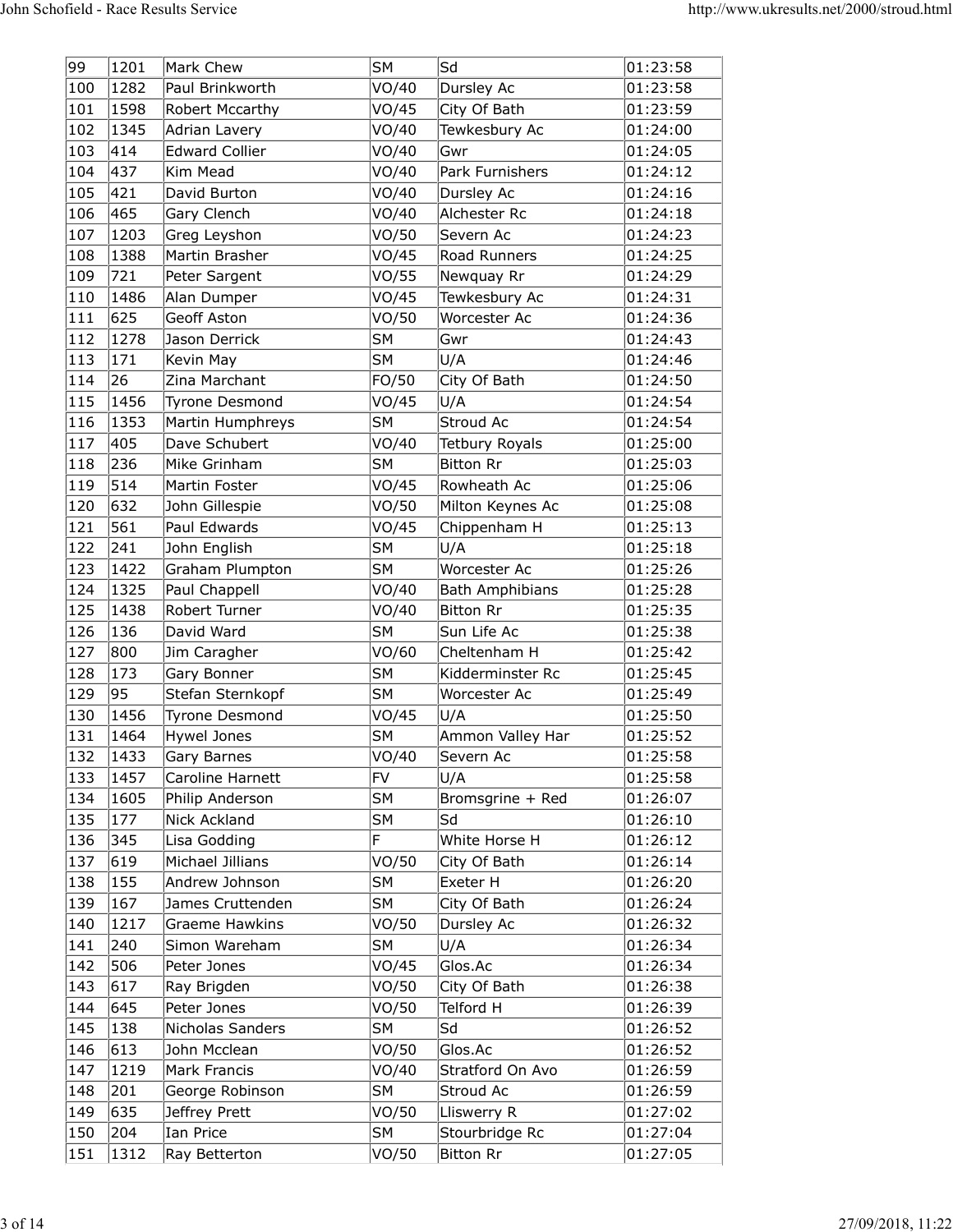| | | | | | |
|---|---|---|---|---|---|
| 99 | 1201 | Mark Chew | SM | Sd | 01:23:58 |
| 100 | 1282 | Paul Brinkworth | VO/40 | Dursley Ac | 01:23:58 |
| 101 | 1598 | Robert Mccarthy | VO/45 | City Of Bath | 01:23:59 |
| 102 | 1345 | Adrian Lavery | VO/40 | Tewkesbury Ac | 01:24:00 |
| 103 | 414 | Edward Collier | VO/40 | Gwr | 01:24:05 |
| 104 | 437 | Kim Mead | VO/40 | Park Furnishers | 01:24:12 |
| 105 | 421 | David Burton | VO/40 | Dursley Ac | 01:24:16 |
| 106 | 465 | Gary Clench | VO/40 | Alchester Rc | 01:24:18 |
| 107 | 1203 | Greg Leyshon | VO/50 | Severn Ac | 01:24:23 |
| 108 | 1388 | Martin Brasher | VO/45 | Road Runners | 01:24:25 |
| 109 | 721 | Peter Sargent | VO/55 | Newquay Rr | 01:24:29 |
| 110 | 1486 | Alan Dumper | VO/45 | Tewkesbury Ac | 01:24:31 |
| 111 | 625 | Geoff Aston | VO/50 | Worcester Ac | 01:24:36 |
| 112 | 1278 | Jason Derrick | SM | Gwr | 01:24:43 |
| 113 | 171 | Kevin May | SM | U/A | 01:24:46 |
| 114 | 26 | Zina Marchant | FO/50 | City Of Bath | 01:24:50 |
| 115 | 1456 | Tyrone Desmond | VO/45 | U/A | 01:24:54 |
| 116 | 1353 | Martin Humphreys | SM | Stroud Ac | 01:24:54 |
| 117 | 405 | Dave Schubert | VO/40 | Tetbury Royals | 01:25:00 |
| 118 | 236 | Mike Grinham | SM | Bitton Rr | 01:25:03 |
| 119 | 514 | Martin Foster | VO/45 | Rowheath Ac | 01:25:06 |
| 120 | 632 | John Gillespie | VO/50 | Milton Keynes Ac | 01:25:08 |
| 121 | 561 | Paul Edwards | VO/45 | Chippenham H | 01:25:13 |
| 122 | 241 | John English | SM | U/A | 01:25:18 |
| 123 | 1422 | Graham Plumpton | SM | Worcester Ac | 01:25:26 |
| 124 | 1325 | Paul Chappell | VO/40 | Bath Amphibians | 01:25:28 |
| 125 | 1438 | Robert Turner | VO/40 | Bitton Rr | 01:25:35 |
| 126 | 136 | David Ward | SM | Sun Life Ac | 01:25:38 |
| 127 | 800 | Jim Caragher | VO/60 | Cheltenham H | 01:25:42 |
| 128 | 173 | Gary Bonner | SM | Kidderminster Rc | 01:25:45 |
| 129 | 95 | Stefan Sternkopf | SM | Worcester Ac | 01:25:49 |
| 130 | 1456 | Tyrone Desmond | VO/45 | U/A | 01:25:50 |
| 131 | 1464 | Hywel Jones | SM | Ammon Valley Har | 01:25:52 |
| 132 | 1433 | Gary Barnes | VO/40 | Severn Ac | 01:25:58 |
| 133 | 1457 | Caroline Harnett | FV | U/A | 01:25:58 |
| 134 | 1605 | Philip Anderson | SM | Bromsgrine + Red | 01:26:07 |
| 135 | 177 | Nick Ackland | SM | Sd | 01:26:10 |
| 136 | 345 | Lisa Godding | F | White Horse H | 01:26:12 |
| 137 | 619 | Michael Jillians | VO/50 | City Of Bath | 01:26:14 |
| 138 | 155 | Andrew Johnson | SM | Exeter H | 01:26:20 |
| 139 | 167 | James Cruttenden | SM | City Of Bath | 01:26:24 |
| 140 | 1217 | Graeme Hawkins | VO/50 | Dursley Ac | 01:26:32 |
| 141 | 240 | Simon Wareham | SM | U/A | 01:26:34 |
| 142 | 506 | Peter Jones | VO/45 | Glos.Ac | 01:26:34 |
| 143 | 617 | Ray Brigden | VO/50 | City Of Bath | 01:26:38 |
| 144 | 645 | Peter Jones | VO/50 | Telford H | 01:26:39 |
| 145 | 138 | Nicholas Sanders | SM | Sd | 01:26:52 |
| 146 | 613 | John Mcclean | VO/50 | Glos.Ac | 01:26:52 |
| 147 | 1219 | Mark Francis | VO/40 | Stratford On Avo | 01:26:59 |
| 148 | 201 | George Robinson | SM | Stroud Ac | 01:26:59 |
| 149 | 635 | Jeffrey Prett | VO/50 | Lliswerry R | 01:27:02 |
| 150 | 204 | Ian Price | SM | Stourbridge Rc | 01:27:04 |
| 151 | 1312 | Ray Betterton | VO/50 | Bitton Rr | 01:27:05 |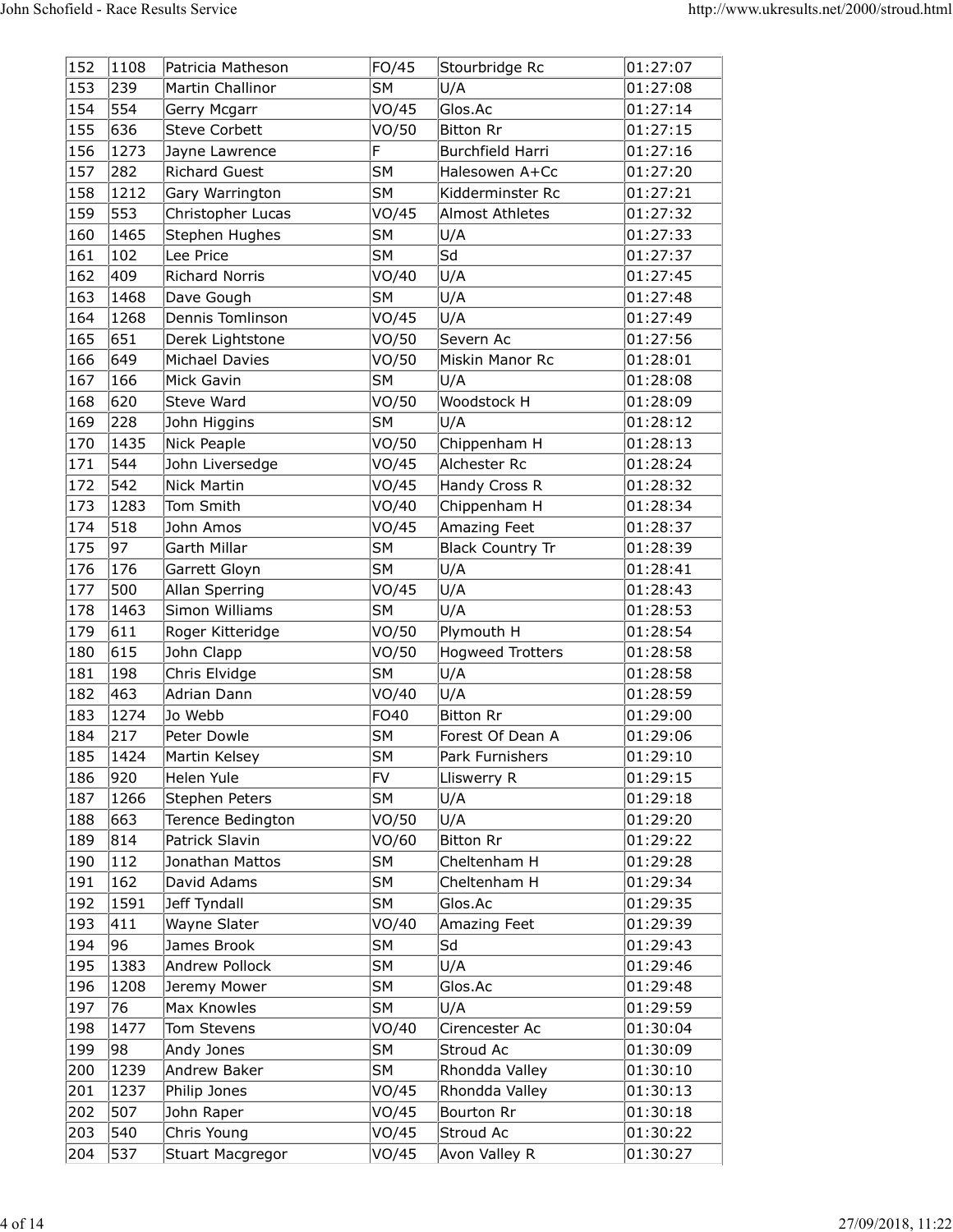| | | | | | |
|---|---|---|---|---|---|
| 152 | 1108 | Patricia Matheson | FO/45 | Stourbridge Rc | 01:27:07 |
| 153 | 239 | Martin Challinor | SM | U/A | 01:27:08 |
| 154 | 554 | Gerry Mcgarr | VO/45 | Glos.Ac | 01:27:14 |
| 155 | 636 | Steve Corbett | VO/50 | Bitton Rr | 01:27:15 |
| 156 | 1273 | Jayne Lawrence | F | Burchfield Harri | 01:27:16 |
| 157 | 282 | Richard Guest | SM | Halesowen A+Cc | 01:27:20 |
| 158 | 1212 | Gary Warrington | SM | Kidderminster Rc | 01:27:21 |
| 159 | 553 | Christopher Lucas | VO/45 | Almost Athletes | 01:27:32 |
| 160 | 1465 | Stephen Hughes | SM | U/A | 01:27:33 |
| 161 | 102 | Lee Price | SM | Sd | 01:27:37 |
| 162 | 409 | Richard Norris | VO/40 | U/A | 01:27:45 |
| 163 | 1468 | Dave Gough | SM | U/A | 01:27:48 |
| 164 | 1268 | Dennis Tomlinson | VO/45 | U/A | 01:27:49 |
| 165 | 651 | Derek Lightstone | VO/50 | Severn Ac | 01:27:56 |
| 166 | 649 | Michael Davies | VO/50 | Miskin Manor Rc | 01:28:01 |
| 167 | 166 | Mick Gavin | SM | U/A | 01:28:08 |
| 168 | 620 | Steve Ward | VO/50 | Woodstock H | 01:28:09 |
| 169 | 228 | John Higgins | SM | U/A | 01:28:12 |
| 170 | 1435 | Nick Peaple | VO/50 | Chippenham H | 01:28:13 |
| 171 | 544 | John Liversedge | VO/45 | Alchester Rc | 01:28:24 |
| 172 | 542 | Nick Martin | VO/45 | Handy Cross R | 01:28:32 |
| 173 | 1283 | Tom Smith | VO/40 | Chippenham H | 01:28:34 |
| 174 | 518 | John Amos | VO/45 | Amazing Feet | 01:28:37 |
| 175 | 97 | Garth Millar | SM | Black Country Tr | 01:28:39 |
| 176 | 176 | Garrett Gloyn | SM | U/A | 01:28:41 |
| 177 | 500 | Allan Sperring | VO/45 | U/A | 01:28:43 |
| 178 | 1463 | Simon Williams | SM | U/A | 01:28:53 |
| 179 | 611 | Roger Kitteridge | VO/50 | Plymouth H | 01:28:54 |
| 180 | 615 | John Clapp | VO/50 | Hogweed Trotters | 01:28:58 |
| 181 | 198 | Chris Elvidge | SM | U/A | 01:28:58 |
| 182 | 463 | Adrian Dann | VO/40 | U/A | 01:28:59 |
| 183 | 1274 | Jo Webb | FO40 | Bitton Rr | 01:29:00 |
| 184 | 217 | Peter Dowle | SM | Forest Of Dean A | 01:29:06 |
| 185 | 1424 | Martin Kelsey | SM | Park Furnishers | 01:29:10 |
| 186 | 920 | Helen Yule | FV | Lliswerry R | 01:29:15 |
| 187 | 1266 | Stephen Peters | SM | U/A | 01:29:18 |
| 188 | 663 | Terence Bedington | VO/50 | U/A | 01:29:20 |
| 189 | 814 | Patrick Slavin | VO/60 | Bitton Rr | 01:29:22 |
| 190 | 112 | Jonathan Mattos | SM | Cheltenham H | 01:29:28 |
| 191 | 162 | David Adams | SM | Cheltenham H | 01:29:34 |
| 192 | 1591 | Jeff Tyndall | SM | Glos.Ac | 01:29:35 |
| 193 | 411 | Wayne Slater | VO/40 | Amazing Feet | 01:29:39 |
| 194 | 96 | James Brook | SM | Sd | 01:29:43 |
| 195 | 1383 | Andrew Pollock | SM | U/A | 01:29:46 |
| 196 | 1208 | Jeremy Mower | SM | Glos.Ac | 01:29:48 |
| 197 | 76 | Max Knowles | SM | U/A | 01:29:59 |
| 198 | 1477 | Tom Stevens | VO/40 | Cirencester Ac | 01:30:04 |
| 199 | 98 | Andy Jones | SM | Stroud Ac | 01:30:09 |
| 200 | 1239 | Andrew Baker | SM | Rhondda Valley | 01:30:10 |
| 201 | 1237 | Philip Jones | VO/45 | Rhondda Valley | 01:30:13 |
| 202 | 507 | John Raper | VO/45 | Bourton Rr | 01:30:18 |
| 203 | 540 | Chris Young | VO/45 | Stroud Ac | 01:30:22 |
| 204 | 537 | Stuart Macgregor | VO/45 | Avon Valley R | 01:30:27 |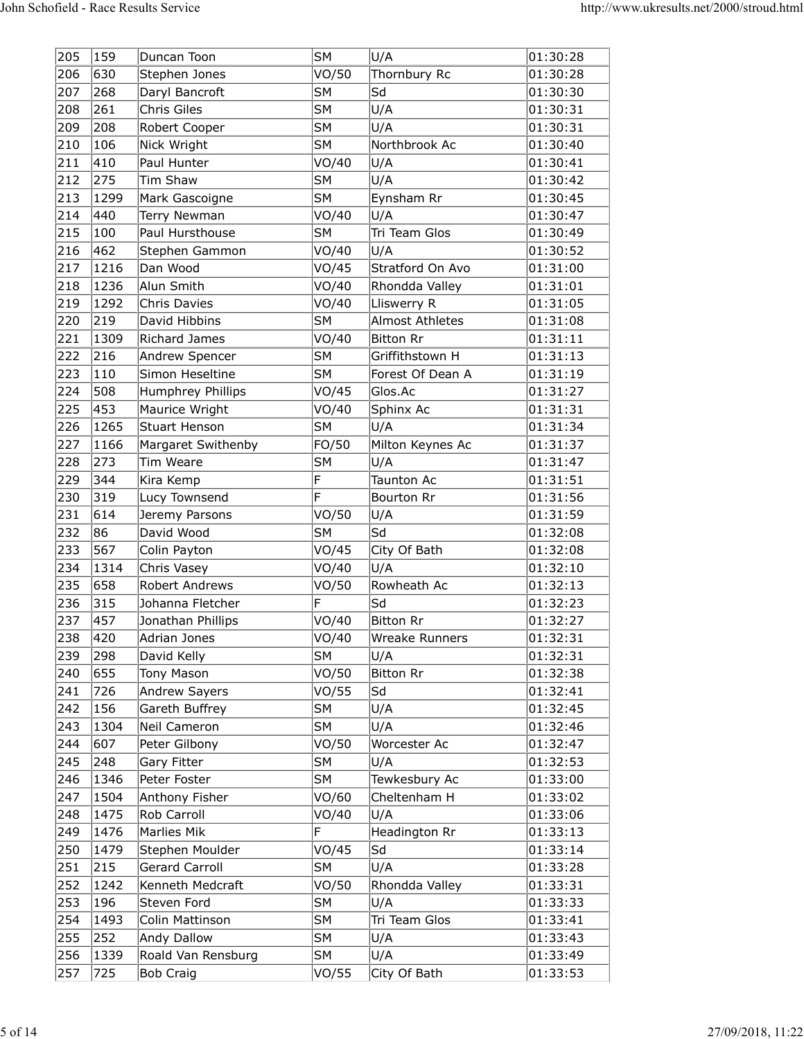| | | | | | |
|---|---|---|---|---|---|
| 205 | 159 | Duncan Toon | SM | U/A | 01:30:28 |
| 206 | 630 | Stephen Jones | VO/50 | Thornbury Rc | 01:30:28 |
| 207 | 268 | Daryl Bancroft | SM | Sd | 01:30:30 |
| 208 | 261 | Chris Giles | SM | U/A | 01:30:31 |
| 209 | 208 | Robert Cooper | SM | U/A | 01:30:31 |
| 210 | 106 | Nick Wright | SM | Northbrook Ac | 01:30:40 |
| 211 | 410 | Paul Hunter | VO/40 | U/A | 01:30:41 |
| 212 | 275 | Tim Shaw | SM | U/A | 01:30:42 |
| 213 | 1299 | Mark Gascoigne | SM | Eynsham Rr | 01:30:45 |
| 214 | 440 | Terry Newman | VO/40 | U/A | 01:30:47 |
| 215 | 100 | Paul Hursthouse | SM | Tri Team Glos | 01:30:49 |
| 216 | 462 | Stephen Gammon | VO/40 | U/A | 01:30:52 |
| 217 | 1216 | Dan Wood | VO/45 | Stratford On Avo | 01:31:00 |
| 218 | 1236 | Alun Smith | VO/40 | Rhondda Valley | 01:31:01 |
| 219 | 1292 | Chris Davies | VO/40 | Lliswerry R | 01:31:05 |
| 220 | 219 | David Hibbins | SM | Almost Athletes | 01:31:08 |
| 221 | 1309 | Richard James | VO/40 | Bitton Rr | 01:31:11 |
| 222 | 216 | Andrew Spencer | SM | Griffithstown H | 01:31:13 |
| 223 | 110 | Simon Heseltine | SM | Forest Of Dean A | 01:31:19 |
| 224 | 508 | Humphrey Phillips | VO/45 | Glos.Ac | 01:31:27 |
| 225 | 453 | Maurice Wright | VO/40 | Sphinx Ac | 01:31:31 |
| 226 | 1265 | Stuart Henson | SM | U/A | 01:31:34 |
| 227 | 1166 | Margaret Swithenby | FO/50 | Milton Keynes Ac | 01:31:37 |
| 228 | 273 | Tim Weare | SM | U/A | 01:31:47 |
| 229 | 344 | Kira Kemp | F | Taunton Ac | 01:31:51 |
| 230 | 319 | Lucy Townsend | F | Bourton Rr | 01:31:56 |
| 231 | 614 | Jeremy Parsons | VO/50 | U/A | 01:31:59 |
| 232 | 86 | David Wood | SM | Sd | 01:32:08 |
| 233 | 567 | Colin Payton | VO/45 | City Of Bath | 01:32:08 |
| 234 | 1314 | Chris Vasey | VO/40 | U/A | 01:32:10 |
| 235 | 658 | Robert Andrews | VO/50 | Rowheath Ac | 01:32:13 |
| 236 | 315 | Johanna Fletcher | F | Sd | 01:32:23 |
| 237 | 457 | Jonathan Phillips | VO/40 | Bitton Rr | 01:32:27 |
| 238 | 420 | Adrian Jones | VO/40 | Wreake Runners | 01:32:31 |
| 239 | 298 | David Kelly | SM | U/A | 01:32:31 |
| 240 | 655 | Tony Mason | VO/50 | Bitton Rr | 01:32:38 |
| 241 | 726 | Andrew Sayers | VO/55 | Sd | 01:32:41 |
| 242 | 156 | Gareth Buffrey | SM | U/A | 01:32:45 |
| 243 | 1304 | Neil Cameron | SM | U/A | 01:32:46 |
| 244 | 607 | Peter Gilbony | VO/50 | Worcester Ac | 01:32:47 |
| 245 | 248 | Gary Fitter | SM | U/A | 01:32:53 |
| 246 | 1346 | Peter Foster | SM | Tewkesbury Ac | 01:33:00 |
| 247 | 1504 | Anthony Fisher | VO/60 | Cheltenham H | 01:33:02 |
| 248 | 1475 | Rob Carroll | VO/40 | U/A | 01:33:06 |
| 249 | 1476 | Marlies Mik | F | Headington Rr | 01:33:13 |
| 250 | 1479 | Stephen Moulder | VO/45 | Sd | 01:33:14 |
| 251 | 215 | Gerard Carroll | SM | U/A | 01:33:28 |
| 252 | 1242 | Kenneth Medcraft | VO/50 | Rhondda Valley | 01:33:31 |
| 253 | 196 | Steven Ford | SM | U/A | 01:33:33 |
| 254 | 1493 | Colin Mattinson | SM | Tri Team Glos | 01:33:41 |
| 255 | 252 | Andy Dallow | SM | U/A | 01:33:43 |
| 256 | 1339 | Roald Van Rensburg | SM | U/A | 01:33:49 |
| 257 | 725 | Bob Craig | VO/55 | City Of Bath | 01:33:53 |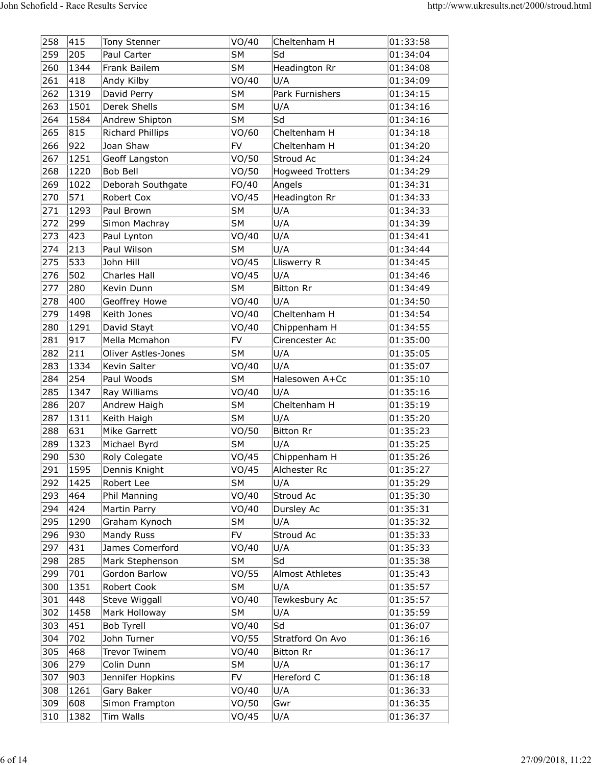| | | | | | |
|---|---|---|---|---|---|
| 258 | 415 | Tony Stenner | VO/40 | Cheltenham H | 01:33:58 |
| 259 | 205 | Paul Carter | SM | Sd | 01:34:04 |
| 260 | 1344 | Frank Bailem | SM | Headington Rr | 01:34:08 |
| 261 | 418 | Andy Kilby | VO/40 | U/A | 01:34:09 |
| 262 | 1319 | David Perry | SM | Park Furnishers | 01:34:15 |
| 263 | 1501 | Derek Shells | SM | U/A | 01:34:16 |
| 264 | 1584 | Andrew Shipton | SM | Sd | 01:34:16 |
| 265 | 815 | Richard Phillips | VO/60 | Cheltenham H | 01:34:18 |
| 266 | 922 | Joan Shaw | FV | Cheltenham H | 01:34:20 |
| 267 | 1251 | Geoff Langston | VO/50 | Stroud Ac | 01:34:24 |
| 268 | 1220 | Bob Bell | VO/50 | Hogweed Trotters | 01:34:29 |
| 269 | 1022 | Deborah Southgate | FO/40 | Angels | 01:34:31 |
| 270 | 571 | Robert Cox | VO/45 | Headington Rr | 01:34:33 |
| 271 | 1293 | Paul Brown | SM | U/A | 01:34:33 |
| 272 | 299 | Simon Machray | SM | U/A | 01:34:39 |
| 273 | 423 | Paul Lynton | VO/40 | U/A | 01:34:41 |
| 274 | 213 | Paul Wilson | SM | U/A | 01:34:44 |
| 275 | 533 | John Hill | VO/45 | Lliswerry R | 01:34:45 |
| 276 | 502 | Charles Hall | VO/45 | U/A | 01:34:46 |
| 277 | 280 | Kevin Dunn | SM | Bitton Rr | 01:34:49 |
| 278 | 400 | Geoffrey Howe | VO/40 | U/A | 01:34:50 |
| 279 | 1498 | Keith Jones | VO/40 | Cheltenham H | 01:34:54 |
| 280 | 1291 | David Stayt | VO/40 | Chippenham H | 01:34:55 |
| 281 | 917 | Mella Mcmahon | FV | Cirencester Ac | 01:35:00 |
| 282 | 211 | Oliver Astles-Jones | SM | U/A | 01:35:05 |
| 283 | 1334 | Kevin Salter | VO/40 | U/A | 01:35:07 |
| 284 | 254 | Paul Woods | SM | Halesowen A+Cc | 01:35:10 |
| 285 | 1347 | Ray Williams | VO/40 | U/A | 01:35:16 |
| 286 | 207 | Andrew Haigh | SM | Cheltenham H | 01:35:19 |
| 287 | 1311 | Keith Haigh | SM | U/A | 01:35:20 |
| 288 | 631 | Mike Garrett | VO/50 | Bitton Rr | 01:35:23 |
| 289 | 1323 | Michael Byrd | SM | U/A | 01:35:25 |
| 290 | 530 | Roly Colegate | VO/45 | Chippenham H | 01:35:26 |
| 291 | 1595 | Dennis Knight | VO/45 | Alchester Rc | 01:35:27 |
| 292 | 1425 | Robert Lee | SM | U/A | 01:35:29 |
| 293 | 464 | Phil Manning | VO/40 | Stroud Ac | 01:35:30 |
| 294 | 424 | Martin Parry | VO/40 | Dursley Ac | 01:35:31 |
| 295 | 1290 | Graham Kynoch | SM | U/A | 01:35:32 |
| 296 | 930 | Mandy Russ | FV | Stroud Ac | 01:35:33 |
| 297 | 431 | James Comerford | VO/40 | U/A | 01:35:33 |
| 298 | 285 | Mark Stephenson | SM | Sd | 01:35:38 |
| 299 | 701 | Gordon Barlow | VO/55 | Almost Athletes | 01:35:43 |
| 300 | 1351 | Robert Cook | SM | U/A | 01:35:57 |
| 301 | 448 | Steve Wiggall | VO/40 | Tewkesbury Ac | 01:35:57 |
| 302 | 1458 | Mark Holloway | SM | U/A | 01:35:59 |
| 303 | 451 | Bob Tyrell | VO/40 | Sd | 01:36:07 |
| 304 | 702 | John Turner | VO/55 | Stratford On Avo | 01:36:16 |
| 305 | 468 | Trevor Twinem | VO/40 | Bitton Rr | 01:36:17 |
| 306 | 279 | Colin Dunn | SM | U/A | 01:36:17 |
| 307 | 903 | Jennifer Hopkins | FV | Hereford C | 01:36:18 |
| 308 | 1261 | Gary Baker | VO/40 | U/A | 01:36:33 |
| 309 | 608 | Simon Frampton | VO/50 | Gwr | 01:36:35 |
| 310 | 1382 | Tim Walls | VO/45 | U/A | 01:36:37 |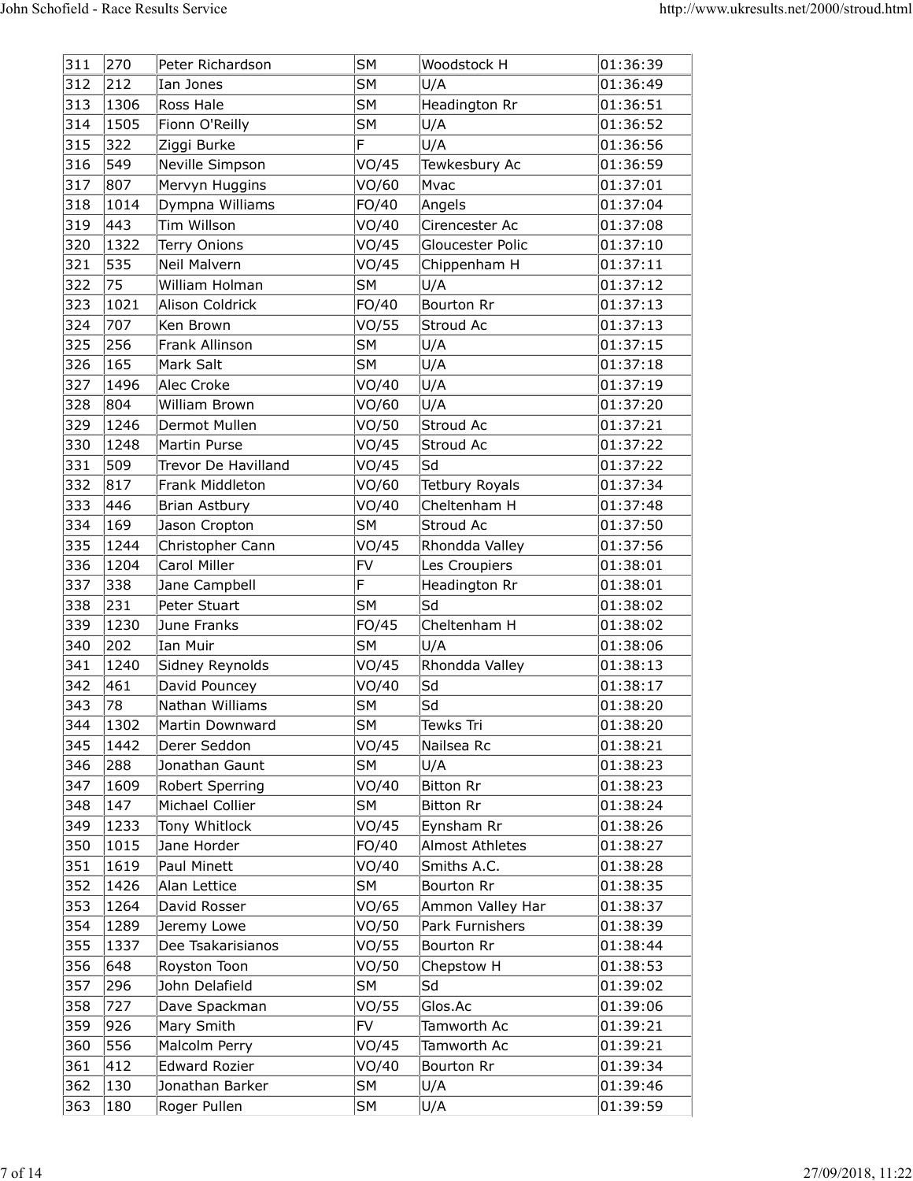| | | | | | |
|---|---|---|---|---|---|
| 311 | 270 | Peter Richardson | SM | Woodstock H | 01:36:39 |
| 312 | 212 | Ian Jones | SM | U/A | 01:36:49 |
| 313 | 1306 | Ross Hale | SM | Headington Rr | 01:36:51 |
| 314 | 1505 | Fionn O'Reilly | SM | U/A | 01:36:52 |
| 315 | 322 | Ziggi Burke | F | U/A | 01:36:56 |
| 316 | 549 | Neville Simpson | VO/45 | Tewkesbury Ac | 01:36:59 |
| 317 | 807 | Mervyn Huggins | VO/60 | Mvac | 01:37:01 |
| 318 | 1014 | Dympna Williams | FO/40 | Angels | 01:37:04 |
| 319 | 443 | Tim Willson | VO/40 | Cirencester Ac | 01:37:08 |
| 320 | 1322 | Terry Onions | VO/45 | Gloucester Polic | 01:37:10 |
| 321 | 535 | Neil Malvern | VO/45 | Chippenham H | 01:37:11 |
| 322 | 75 | William Holman | SM | U/A | 01:37:12 |
| 323 | 1021 | Alison Coldrick | FO/40 | Bourton Rr | 01:37:13 |
| 324 | 707 | Ken Brown | VO/55 | Stroud Ac | 01:37:13 |
| 325 | 256 | Frank Allinson | SM | U/A | 01:37:15 |
| 326 | 165 | Mark Salt | SM | U/A | 01:37:18 |
| 327 | 1496 | Alec Croke | VO/40 | U/A | 01:37:19 |
| 328 | 804 | William Brown | VO/60 | U/A | 01:37:20 |
| 329 | 1246 | Dermot Mullen | VO/50 | Stroud Ac | 01:37:21 |
| 330 | 1248 | Martin Purse | VO/45 | Stroud Ac | 01:37:22 |
| 331 | 509 | Trevor De Havilland | VO/45 | Sd | 01:37:22 |
| 332 | 817 | Frank Middleton | VO/60 | Tetbury Royals | 01:37:34 |
| 333 | 446 | Brian Astbury | VO/40 | Cheltenham H | 01:37:48 |
| 334 | 169 | Jason Cropton | SM | Stroud Ac | 01:37:50 |
| 335 | 1244 | Christopher Cann | VO/45 | Rhondda Valley | 01:37:56 |
| 336 | 1204 | Carol Miller | FV | Les Croupiers | 01:38:01 |
| 337 | 338 | Jane Campbell | F | Headington Rr | 01:38:01 |
| 338 | 231 | Peter Stuart | SM | Sd | 01:38:02 |
| 339 | 1230 | June Franks | FO/45 | Cheltenham H | 01:38:02 |
| 340 | 202 | Ian Muir | SM | U/A | 01:38:06 |
| 341 | 1240 | Sidney Reynolds | VO/45 | Rhondda Valley | 01:38:13 |
| 342 | 461 | David Pouncey | VO/40 | Sd | 01:38:17 |
| 343 | 78 | Nathan Williams | SM | Sd | 01:38:20 |
| 344 | 1302 | Martin Downward | SM | Tewks Tri | 01:38:20 |
| 345 | 1442 | Derer Seddon | VO/45 | Nailsea Rc | 01:38:21 |
| 346 | 288 | Jonathan Gaunt | SM | U/A | 01:38:23 |
| 347 | 1609 | Robert Sperring | VO/40 | Bitton Rr | 01:38:23 |
| 348 | 147 | Michael Collier | SM | Bitton Rr | 01:38:24 |
| 349 | 1233 | Tony Whitlock | VO/45 | Eynsham Rr | 01:38:26 |
| 350 | 1015 | Jane Horder | FO/40 | Almost Athletes | 01:38:27 |
| 351 | 1619 | Paul Minett | VO/40 | Smiths A.C. | 01:38:28 |
| 352 | 1426 | Alan Lettice | SM | Bourton Rr | 01:38:35 |
| 353 | 1264 | David Rosser | VO/65 | Ammon Valley Har | 01:38:37 |
| 354 | 1289 | Jeremy Lowe | VO/50 | Park Furnishers | 01:38:39 |
| 355 | 1337 | Dee Tsakarisianos | VO/55 | Bourton Rr | 01:38:44 |
| 356 | 648 | Royston Toon | VO/50 | Chepstow H | 01:38:53 |
| 357 | 296 | John Delafield | SM | Sd | 01:39:02 |
| 358 | 727 | Dave Spackman | VO/55 | Glos.Ac | 01:39:06 |
| 359 | 926 | Mary Smith | FV | Tamworth Ac | 01:39:21 |
| 360 | 556 | Malcolm Perry | VO/45 | Tamworth Ac | 01:39:21 |
| 361 | 412 | Edward Rozier | VO/40 | Bourton Rr | 01:39:34 |
| 362 | 130 | Jonathan Barker | SM | U/A | 01:39:46 |
| 363 | 180 | Roger Pullen | SM | U/A | 01:39:59 |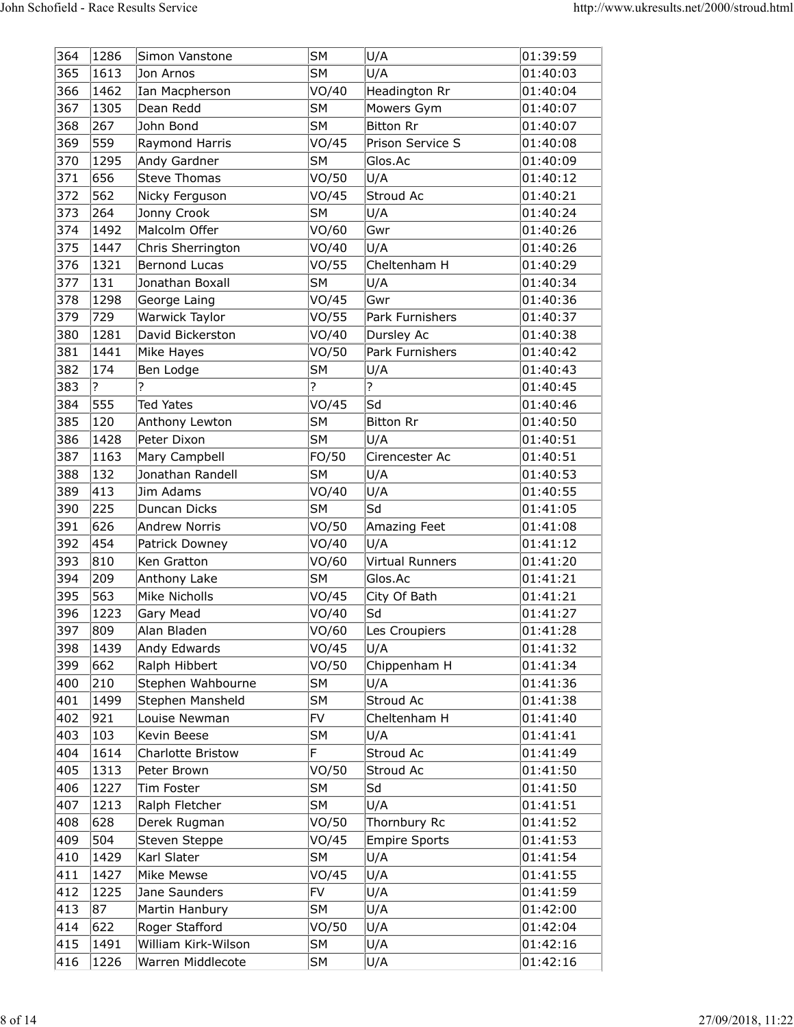| | | | | | |
|---|---|---|---|---|---|
| 364 | 1286 | Simon Vanstone | SM | U/A | 01:39:59 |
| 365 | 1613 | Jon Arnos | SM | U/A | 01:40:03 |
| 366 | 1462 | Ian Macpherson | VO/40 | Headington Rr | 01:40:04 |
| 367 | 1305 | Dean Redd | SM | Mowers Gym | 01:40:07 |
| 368 | 267 | John Bond | SM | Bitton Rr | 01:40:07 |
| 369 | 559 | Raymond Harris | VO/45 | Prison Service S | 01:40:08 |
| 370 | 1295 | Andy Gardner | SM | Glos.Ac | 01:40:09 |
| 371 | 656 | Steve Thomas | VO/50 | U/A | 01:40:12 |
| 372 | 562 | Nicky Ferguson | VO/45 | Stroud Ac | 01:40:21 |
| 373 | 264 | Jonny Crook | SM | U/A | 01:40:24 |
| 374 | 1492 | Malcolm Offer | VO/60 | Gwr | 01:40:26 |
| 375 | 1447 | Chris Sherrington | VO/40 | U/A | 01:40:26 |
| 376 | 1321 | Bernond Lucas | VO/55 | Cheltenham H | 01:40:29 |
| 377 | 131 | Jonathan Boxall | SM | U/A | 01:40:34 |
| 378 | 1298 | George Laing | VO/45 | Gwr | 01:40:36 |
| 379 | 729 | Warwick Taylor | VO/55 | Park Furnishers | 01:40:37 |
| 380 | 1281 | David Bickerston | VO/40 | Dursley Ac | 01:40:38 |
| 381 | 1441 | Mike Hayes | VO/50 | Park Furnishers | 01:40:42 |
| 382 | 174 | Ben Lodge | SM | U/A | 01:40:43 |
| 383 | ? | ? | ? | ? | 01:40:45 |
| 384 | 555 | Ted Yates | VO/45 | Sd | 01:40:46 |
| 385 | 120 | Anthony Lewton | SM | Bitton Rr | 01:40:50 |
| 386 | 1428 | Peter Dixon | SM | U/A | 01:40:51 |
| 387 | 1163 | Mary Campbell | FO/50 | Cirencester Ac | 01:40:51 |
| 388 | 132 | Jonathan Randell | SM | U/A | 01:40:53 |
| 389 | 413 | Jim Adams | VO/40 | U/A | 01:40:55 |
| 390 | 225 | Duncan Dicks | SM | Sd | 01:41:05 |
| 391 | 626 | Andrew Norris | VO/50 | Amazing Feet | 01:41:08 |
| 392 | 454 | Patrick Downey | VO/40 | U/A | 01:41:12 |
| 393 | 810 | Ken Gratton | VO/60 | Virtual Runners | 01:41:20 |
| 394 | 209 | Anthony Lake | SM | Glos.Ac | 01:41:21 |
| 395 | 563 | Mike Nicholls | VO/45 | City Of Bath | 01:41:21 |
| 396 | 1223 | Gary Mead | VO/40 | Sd | 01:41:27 |
| 397 | 809 | Alan Bladen | VO/60 | Les Croupiers | 01:41:28 |
| 398 | 1439 | Andy Edwards | VO/45 | U/A | 01:41:32 |
| 399 | 662 | Ralph Hibbert | VO/50 | Chippenham H | 01:41:34 |
| 400 | 210 | Stephen Wahbourne | SM | U/A | 01:41:36 |
| 401 | 1499 | Stephen Mansheld | SM | Stroud Ac | 01:41:38 |
| 402 | 921 | Louise Newman | FV | Cheltenham H | 01:41:40 |
| 403 | 103 | Kevin Beese | SM | U/A | 01:41:41 |
| 404 | 1614 | Charlotte Bristow | F | Stroud Ac | 01:41:49 |
| 405 | 1313 | Peter Brown | VO/50 | Stroud Ac | 01:41:50 |
| 406 | 1227 | Tim Foster | SM | Sd | 01:41:50 |
| 407 | 1213 | Ralph Fletcher | SM | U/A | 01:41:51 |
| 408 | 628 | Derek Rugman | VO/50 | Thornbury Rc | 01:41:52 |
| 409 | 504 | Steven Steppe | VO/45 | Empire Sports | 01:41:53 |
| 410 | 1429 | Karl Slater | SM | U/A | 01:41:54 |
| 411 | 1427 | Mike Mewse | VO/45 | U/A | 01:41:55 |
| 412 | 1225 | Jane Saunders | FV | U/A | 01:41:59 |
| 413 | 87 | Martin Hanbury | SM | U/A | 01:42:00 |
| 414 | 622 | Roger Stafford | VO/50 | U/A | 01:42:04 |
| 415 | 1491 | William Kirk-Wilson | SM | U/A | 01:42:16 |
| 416 | 1226 | Warren Middlecote | SM | U/A | 01:42:16 |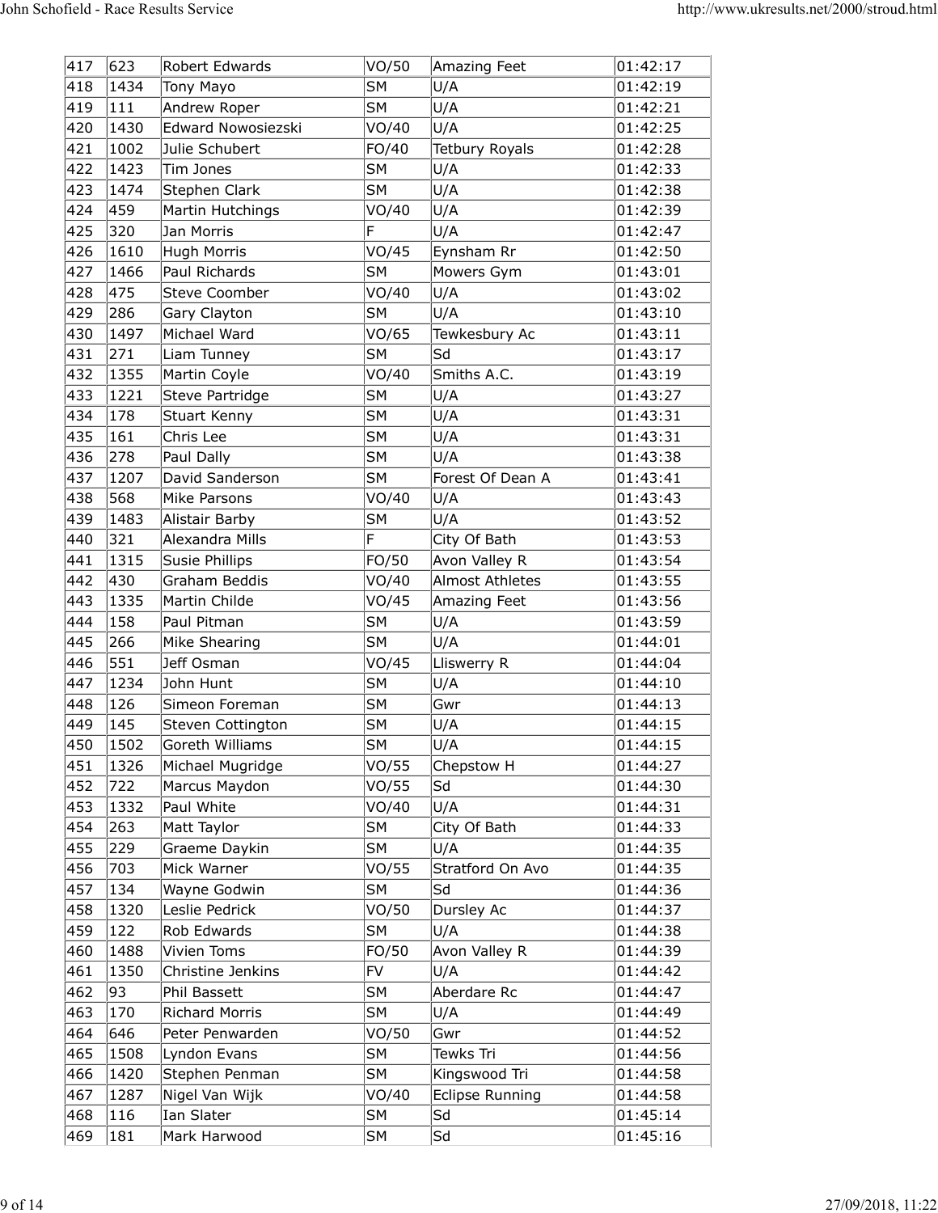| | | | | | |
|---|---|---|---|---|---|
| 417 | 623 | Robert Edwards | VO/50 | Amazing Feet | 01:42:17 |
| 418 | 1434 | Tony Mayo | SM | U/A | 01:42:19 |
| 419 | 111 | Andrew Roper | SM | U/A | 01:42:21 |
| 420 | 1430 | Edward Nowosiezski | VO/40 | U/A | 01:42:25 |
| 421 | 1002 | Julie Schubert | FO/40 | Tetbury Royals | 01:42:28 |
| 422 | 1423 | Tim Jones | SM | U/A | 01:42:33 |
| 423 | 1474 | Stephen Clark | SM | U/A | 01:42:38 |
| 424 | 459 | Martin Hutchings | VO/40 | U/A | 01:42:39 |
| 425 | 320 | Jan Morris | F | U/A | 01:42:47 |
| 426 | 1610 | Hugh Morris | VO/45 | Eynsham Rr | 01:42:50 |
| 427 | 1466 | Paul Richards | SM | Mowers Gym | 01:43:01 |
| 428 | 475 | Steve Coomber | VO/40 | U/A | 01:43:02 |
| 429 | 286 | Gary Clayton | SM | U/A | 01:43:10 |
| 430 | 1497 | Michael Ward | VO/65 | Tewkesbury Ac | 01:43:11 |
| 431 | 271 | Liam Tunney | SM | Sd | 01:43:17 |
| 432 | 1355 | Martin Coyle | VO/40 | Smiths A.C. | 01:43:19 |
| 433 | 1221 | Steve Partridge | SM | U/A | 01:43:27 |
| 434 | 178 | Stuart Kenny | SM | U/A | 01:43:31 |
| 435 | 161 | Chris Lee | SM | U/A | 01:43:31 |
| 436 | 278 | Paul Dally | SM | U/A | 01:43:38 |
| 437 | 1207 | David Sanderson | SM | Forest Of Dean A | 01:43:41 |
| 438 | 568 | Mike Parsons | VO/40 | U/A | 01:43:43 |
| 439 | 1483 | Alistair Barby | SM | U/A | 01:43:52 |
| 440 | 321 | Alexandra Mills | F | City Of Bath | 01:43:53 |
| 441 | 1315 | Susie Phillips | FO/50 | Avon Valley R | 01:43:54 |
| 442 | 430 | Graham Beddis | VO/40 | Almost Athletes | 01:43:55 |
| 443 | 1335 | Martin Childe | VO/45 | Amazing Feet | 01:43:56 |
| 444 | 158 | Paul Pitman | SM | U/A | 01:43:59 |
| 445 | 266 | Mike Shearing | SM | U/A | 01:44:01 |
| 446 | 551 | Jeff Osman | VO/45 | Lliswerry R | 01:44:04 |
| 447 | 1234 | John Hunt | SM | U/A | 01:44:10 |
| 448 | 126 | Simeon Foreman | SM | Gwr | 01:44:13 |
| 449 | 145 | Steven Cottington | SM | U/A | 01:44:15 |
| 450 | 1502 | Goreth Williams | SM | U/A | 01:44:15 |
| 451 | 1326 | Michael Mugridge | VO/55 | Chepstow H | 01:44:27 |
| 452 | 722 | Marcus Maydon | VO/55 | Sd | 01:44:30 |
| 453 | 1332 | Paul White | VO/40 | U/A | 01:44:31 |
| 454 | 263 | Matt Taylor | SM | City Of Bath | 01:44:33 |
| 455 | 229 | Graeme Daykin | SM | U/A | 01:44:35 |
| 456 | 703 | Mick Warner | VO/55 | Stratford On Avo | 01:44:35 |
| 457 | 134 | Wayne Godwin | SM | Sd | 01:44:36 |
| 458 | 1320 | Leslie Pedrick | VO/50 | Dursley Ac | 01:44:37 |
| 459 | 122 | Rob Edwards | SM | U/A | 01:44:38 |
| 460 | 1488 | Vivien Toms | FO/50 | Avon Valley R | 01:44:39 |
| 461 | 1350 | Christine Jenkins | FV | U/A | 01:44:42 |
| 462 | 93 | Phil Bassett | SM | Aberdare Rc | 01:44:47 |
| 463 | 170 | Richard Morris | SM | U/A | 01:44:49 |
| 464 | 646 | Peter Penwarden | VO/50 | Gwr | 01:44:52 |
| 465 | 1508 | Lyndon Evans | SM | Tewks Tri | 01:44:56 |
| 466 | 1420 | Stephen Penman | SM | Kingswood Tri | 01:44:58 |
| 467 | 1287 | Nigel Van Wijk | VO/40 | Eclipse Running | 01:44:58 |
| 468 | 116 | Ian Slater | SM | Sd | 01:45:14 |
| 469 | 181 | Mark Harwood | SM | Sd | 01:45:16 |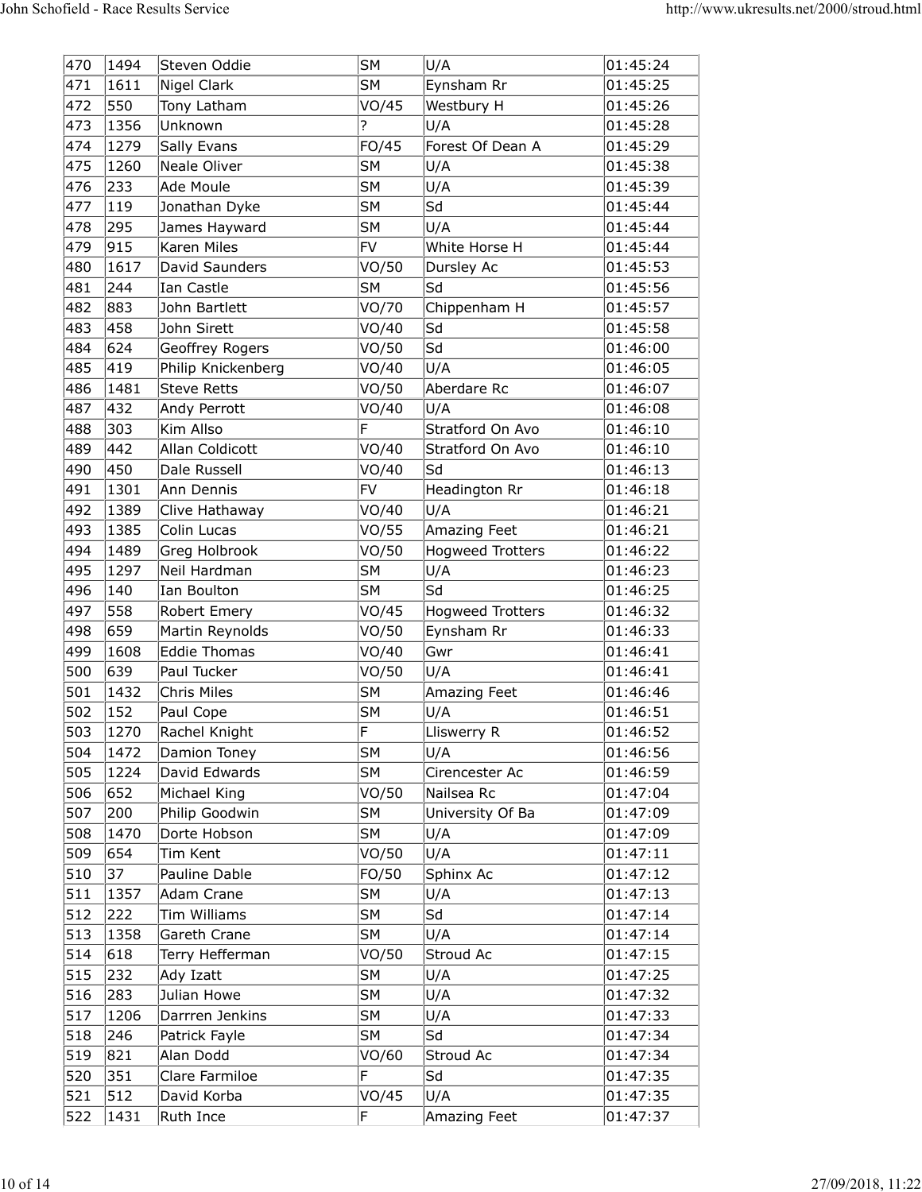| | | | | | |
|---|---|---|---|---|---|
| 470 | 1494 | Steven Oddie | SM | U/A | 01:45:24 |
| 471 | 1611 | Nigel Clark | SM | Eynsham Rr | 01:45:25 |
| 472 | 550 | Tony Latham | VO/45 | Westbury H | 01:45:26 |
| 473 | 1356 | Unknown | ? | U/A | 01:45:28 |
| 474 | 1279 | Sally Evans | FO/45 | Forest Of Dean A | 01:45:29 |
| 475 | 1260 | Neale Oliver | SM | U/A | 01:45:38 |
| 476 | 233 | Ade Moule | SM | U/A | 01:45:39 |
| 477 | 119 | Jonathan Dyke | SM | Sd | 01:45:44 |
| 478 | 295 | James Hayward | SM | U/A | 01:45:44 |
| 479 | 915 | Karen Miles | FV | White Horse H | 01:45:44 |
| 480 | 1617 | David Saunders | VO/50 | Dursley Ac | 01:45:53 |
| 481 | 244 | Ian Castle | SM | Sd | 01:45:56 |
| 482 | 883 | John Bartlett | VO/70 | Chippenham H | 01:45:57 |
| 483 | 458 | John Sirett | VO/40 | Sd | 01:45:58 |
| 484 | 624 | Geoffrey Rogers | VO/50 | Sd | 01:46:00 |
| 485 | 419 | Philip Knickenberg | VO/40 | U/A | 01:46:05 |
| 486 | 1481 | Steve Retts | VO/50 | Aberdare Rc | 01:46:07 |
| 487 | 432 | Andy Perrott | VO/40 | U/A | 01:46:08 |
| 488 | 303 | Kim Allso | F | Stratford On Avo | 01:46:10 |
| 489 | 442 | Allan Coldicott | VO/40 | Stratford On Avo | 01:46:10 |
| 490 | 450 | Dale Russell | VO/40 | Sd | 01:46:13 |
| 491 | 1301 | Ann Dennis | FV | Headington Rr | 01:46:18 |
| 492 | 1389 | Clive Hathaway | VO/40 | U/A | 01:46:21 |
| 493 | 1385 | Colin Lucas | VO/55 | Amazing Feet | 01:46:21 |
| 494 | 1489 | Greg Holbrook | VO/50 | Hogweed Trotters | 01:46:22 |
| 495 | 1297 | Neil Hardman | SM | U/A | 01:46:23 |
| 496 | 140 | Ian Boulton | SM | Sd | 01:46:25 |
| 497 | 558 | Robert Emery | VO/45 | Hogweed Trotters | 01:46:32 |
| 498 | 659 | Martin Reynolds | VO/50 | Eynsham Rr | 01:46:33 |
| 499 | 1608 | Eddie Thomas | VO/40 | Gwr | 01:46:41 |
| 500 | 639 | Paul Tucker | VO/50 | U/A | 01:46:41 |
| 501 | 1432 | Chris Miles | SM | Amazing Feet | 01:46:46 |
| 502 | 152 | Paul Cope | SM | U/A | 01:46:51 |
| 503 | 1270 | Rachel Knight | F | Lliswerry R | 01:46:52 |
| 504 | 1472 | Damion Toney | SM | U/A | 01:46:56 |
| 505 | 1224 | David Edwards | SM | Cirencester Ac | 01:46:59 |
| 506 | 652 | Michael King | VO/50 | Nailsea Rc | 01:47:04 |
| 507 | 200 | Philip Goodwin | SM | University Of Ba | 01:47:09 |
| 508 | 1470 | Dorte Hobson | SM | U/A | 01:47:09 |
| 509 | 654 | Tim Kent | VO/50 | U/A | 01:47:11 |
| 510 | 37 | Pauline Dable | FO/50 | Sphinx Ac | 01:47:12 |
| 511 | 1357 | Adam Crane | SM | U/A | 01:47:13 |
| 512 | 222 | Tim Williams | SM | Sd | 01:47:14 |
| 513 | 1358 | Gareth Crane | SM | U/A | 01:47:14 |
| 514 | 618 | Terry Hefferman | VO/50 | Stroud Ac | 01:47:15 |
| 515 | 232 | Ady Izatt | SM | U/A | 01:47:25 |
| 516 | 283 | Julian Howe | SM | U/A | 01:47:32 |
| 517 | 1206 | Darrren Jenkins | SM | U/A | 01:47:33 |
| 518 | 246 | Patrick Fayle | SM | Sd | 01:47:34 |
| 519 | 821 | Alan Dodd | VO/60 | Stroud Ac | 01:47:34 |
| 520 | 351 | Clare Farmiloe | F | Sd | 01:47:35 |
| 521 | 512 | David Korba | VO/45 | U/A | 01:47:35 |
| 522 | 1431 | Ruth Ince | F | Amazing Feet | 01:47:37 |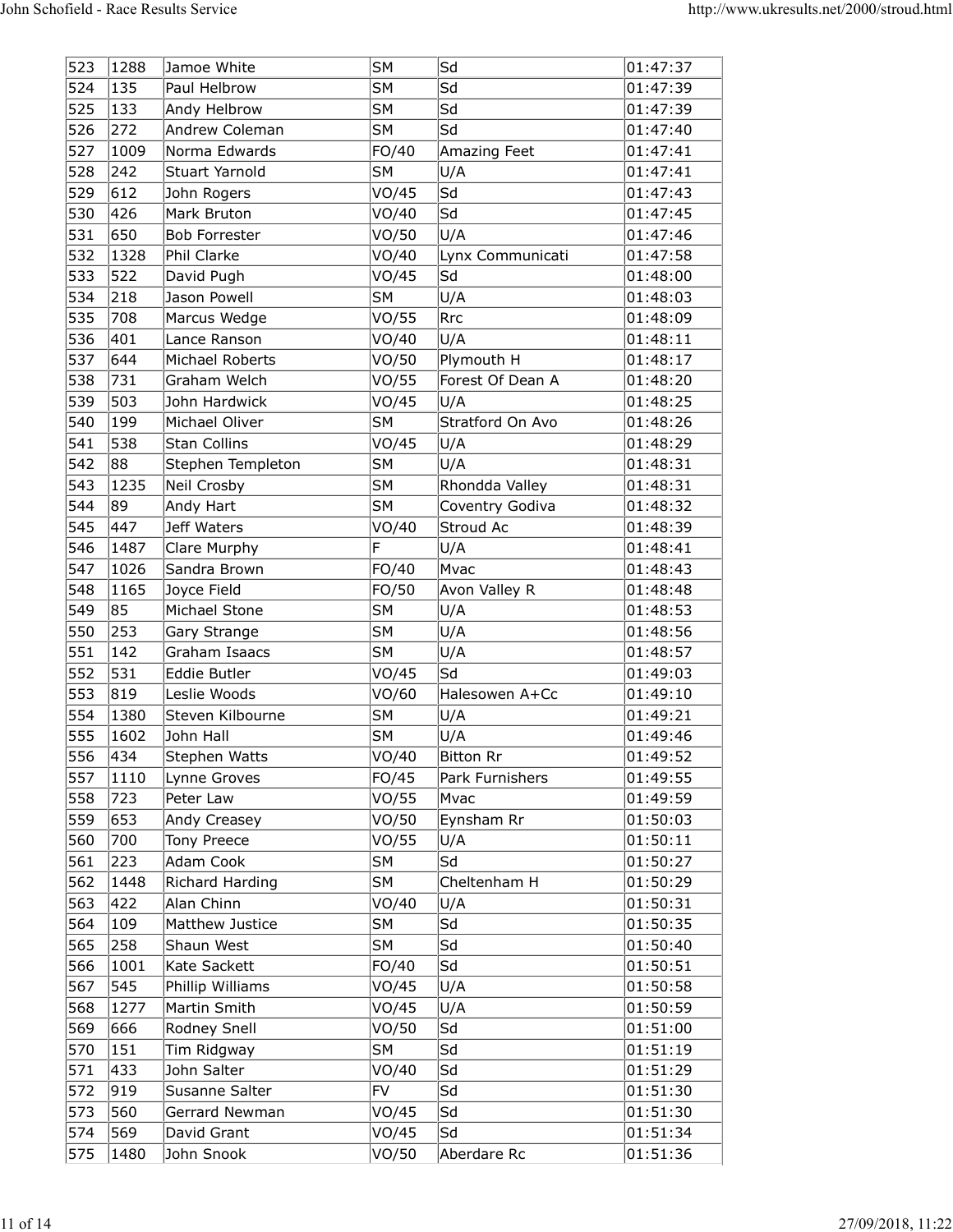| | | | | | |
|---|---|---|---|---|---|
| 523 | 1288 | Jamoe White | SM | Sd | 01:47:37 |
| 524 | 135 | Paul Helbrow | SM | Sd | 01:47:39 |
| 525 | 133 | Andy Helbrow | SM | Sd | 01:47:39 |
| 526 | 272 | Andrew Coleman | SM | Sd | 01:47:40 |
| 527 | 1009 | Norma Edwards | FO/40 | Amazing Feet | 01:47:41 |
| 528 | 242 | Stuart Yarnold | SM | U/A | 01:47:41 |
| 529 | 612 | John Rogers | VO/45 | Sd | 01:47:43 |
| 530 | 426 | Mark Bruton | VO/40 | Sd | 01:47:45 |
| 531 | 650 | Bob Forrester | VO/50 | U/A | 01:47:46 |
| 532 | 1328 | Phil Clarke | VO/40 | Lynx Communicati | 01:47:58 |
| 533 | 522 | David Pugh | VO/45 | Sd | 01:48:00 |
| 534 | 218 | Jason Powell | SM | U/A | 01:48:03 |
| 535 | 708 | Marcus Wedge | VO/55 | Rrc | 01:48:09 |
| 536 | 401 | Lance Ranson | VO/40 | U/A | 01:48:11 |
| 537 | 644 | Michael Roberts | VO/50 | Plymouth H | 01:48:17 |
| 538 | 731 | Graham Welch | VO/55 | Forest Of Dean A | 01:48:20 |
| 539 | 503 | John Hardwick | VO/45 | U/A | 01:48:25 |
| 540 | 199 | Michael Oliver | SM | Stratford On Avo | 01:48:26 |
| 541 | 538 | Stan Collins | VO/45 | U/A | 01:48:29 |
| 542 | 88 | Stephen Templeton | SM | U/A | 01:48:31 |
| 543 | 1235 | Neil Crosby | SM | Rhondda Valley | 01:48:31 |
| 544 | 89 | Andy Hart | SM | Coventry Godiva | 01:48:32 |
| 545 | 447 | Jeff Waters | VO/40 | Stroud Ac | 01:48:39 |
| 546 | 1487 | Clare Murphy | F | U/A | 01:48:41 |
| 547 | 1026 | Sandra Brown | FO/40 | Mvac | 01:48:43 |
| 548 | 1165 | Joyce Field | FO/50 | Avon Valley R | 01:48:48 |
| 549 | 85 | Michael Stone | SM | U/A | 01:48:53 |
| 550 | 253 | Gary Strange | SM | U/A | 01:48:56 |
| 551 | 142 | Graham Isaacs | SM | U/A | 01:48:57 |
| 552 | 531 | Eddie Butler | VO/45 | Sd | 01:49:03 |
| 553 | 819 | Leslie Woods | VO/60 | Halesowen A+Cc | 01:49:10 |
| 554 | 1380 | Steven Kilbourne | SM | U/A | 01:49:21 |
| 555 | 1602 | John Hall | SM | U/A | 01:49:46 |
| 556 | 434 | Stephen Watts | VO/40 | Bitton Rr | 01:49:52 |
| 557 | 1110 | Lynne Groves | FO/45 | Park Furnishers | 01:49:55 |
| 558 | 723 | Peter Law | VO/55 | Mvac | 01:49:59 |
| 559 | 653 | Andy Creasey | VO/50 | Eynsham Rr | 01:50:03 |
| 560 | 700 | Tony Preece | VO/55 | U/A | 01:50:11 |
| 561 | 223 | Adam Cook | SM | Sd | 01:50:27 |
| 562 | 1448 | Richard Harding | SM | Cheltenham H | 01:50:29 |
| 563 | 422 | Alan Chinn | VO/40 | U/A | 01:50:31 |
| 564 | 109 | Matthew Justice | SM | Sd | 01:50:35 |
| 565 | 258 | Shaun West | SM | Sd | 01:50:40 |
| 566 | 1001 | Kate Sackett | FO/40 | Sd | 01:50:51 |
| 567 | 545 | Phillip Williams | VO/45 | U/A | 01:50:58 |
| 568 | 1277 | Martin Smith | VO/45 | U/A | 01:50:59 |
| 569 | 666 | Rodney Snell | VO/50 | Sd | 01:51:00 |
| 570 | 151 | Tim Ridgway | SM | Sd | 01:51:19 |
| 571 | 433 | John Salter | VO/40 | Sd | 01:51:29 |
| 572 | 919 | Susanne Salter | FV | Sd | 01:51:30 |
| 573 | 560 | Gerrard Newman | VO/45 | Sd | 01:51:30 |
| 574 | 569 | David Grant | VO/45 | Sd | 01:51:34 |
| 575 | 1480 | John Snook | VO/50 | Aberdare Rc | 01:51:36 |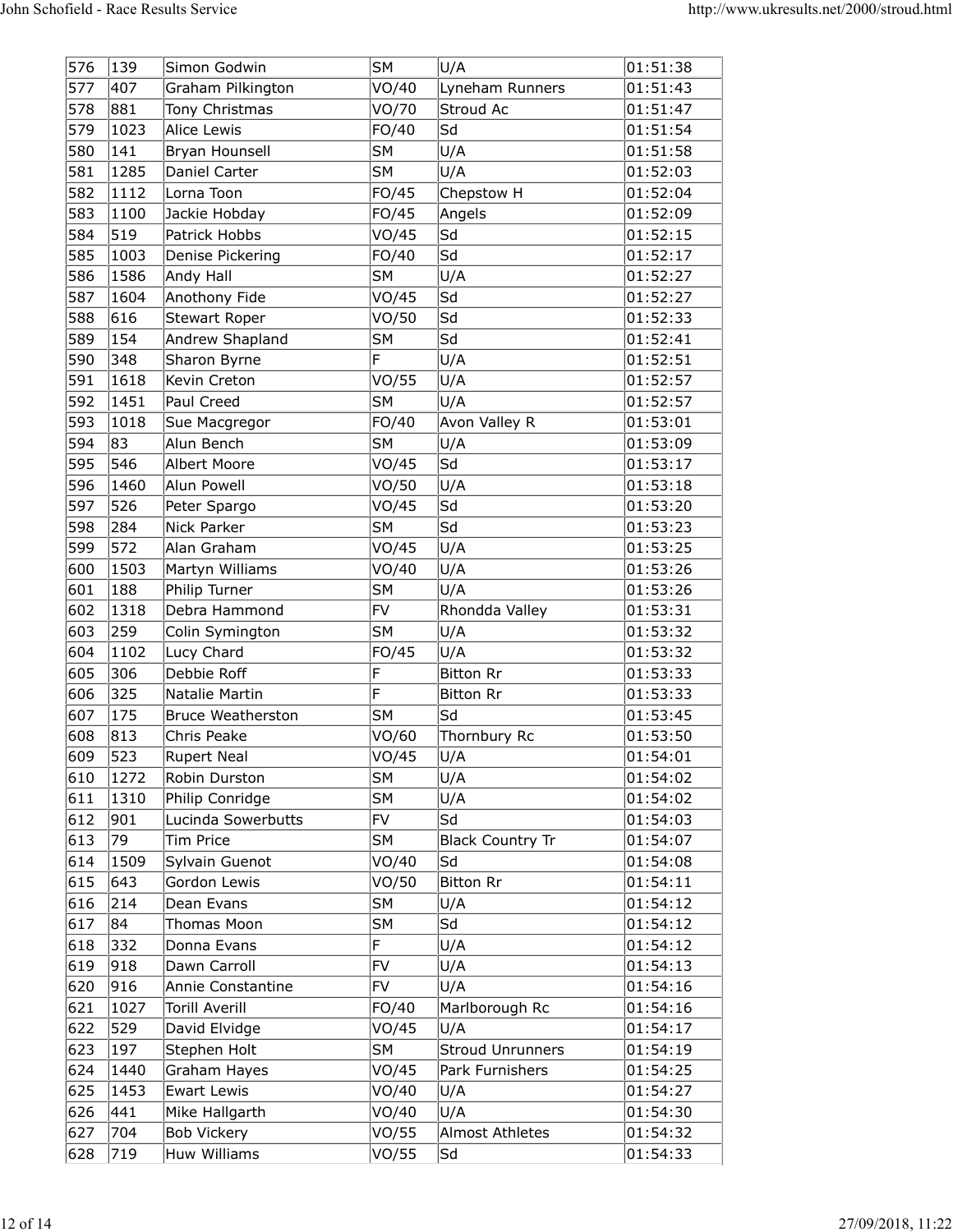| | | | | | |
|---|---|---|---|---|---|
| 576 | 139 | Simon Godwin | SM | U/A | 01:51:38 |
| 577 | 407 | Graham Pilkington | VO/40 | Lyneham Runners | 01:51:43 |
| 578 | 881 | Tony Christmas | VO/70 | Stroud Ac | 01:51:47 |
| 579 | 1023 | Alice Lewis | FO/40 | Sd | 01:51:54 |
| 580 | 141 | Bryan Hounsell | SM | U/A | 01:51:58 |
| 581 | 1285 | Daniel Carter | SM | U/A | 01:52:03 |
| 582 | 1112 | Lorna Toon | FO/45 | Chepstow H | 01:52:04 |
| 583 | 1100 | Jackie Hobday | FO/45 | Angels | 01:52:09 |
| 584 | 519 | Patrick Hobbs | VO/45 | Sd | 01:52:15 |
| 585 | 1003 | Denise Pickering | FO/40 | Sd | 01:52:17 |
| 586 | 1586 | Andy Hall | SM | U/A | 01:52:27 |
| 587 | 1604 | Anothony Fide | VO/45 | Sd | 01:52:27 |
| 588 | 616 | Stewart Roper | VO/50 | Sd | 01:52:33 |
| 589 | 154 | Andrew Shapland | SM | Sd | 01:52:41 |
| 590 | 348 | Sharon Byrne | F | U/A | 01:52:51 |
| 591 | 1618 | Kevin Creton | VO/55 | U/A | 01:52:57 |
| 592 | 1451 | Paul Creed | SM | U/A | 01:52:57 |
| 593 | 1018 | Sue Macgregor | FO/40 | Avon Valley R | 01:53:01 |
| 594 | 83 | Alun Bench | SM | U/A | 01:53:09 |
| 595 | 546 | Albert Moore | VO/45 | Sd | 01:53:17 |
| 596 | 1460 | Alun Powell | VO/50 | U/A | 01:53:18 |
| 597 | 526 | Peter Spargo | VO/45 | Sd | 01:53:20 |
| 598 | 284 | Nick Parker | SM | Sd | 01:53:23 |
| 599 | 572 | Alan Graham | VO/45 | U/A | 01:53:25 |
| 600 | 1503 | Martyn Williams | VO/40 | U/A | 01:53:26 |
| 601 | 188 | Philip Turner | SM | U/A | 01:53:26 |
| 602 | 1318 | Debra Hammond | FV | Rhondda Valley | 01:53:31 |
| 603 | 259 | Colin Symington | SM | U/A | 01:53:32 |
| 604 | 1102 | Lucy Chard | FO/45 | U/A | 01:53:32 |
| 605 | 306 | Debbie Roff | F | Bitton Rr | 01:53:33 |
| 606 | 325 | Natalie Martin | F | Bitton Rr | 01:53:33 |
| 607 | 175 | Bruce Weatherston | SM | Sd | 01:53:45 |
| 608 | 813 | Chris Peake | VO/60 | Thornbury Rc | 01:53:50 |
| 609 | 523 | Rupert Neal | VO/45 | U/A | 01:54:01 |
| 610 | 1272 | Robin Durston | SM | U/A | 01:54:02 |
| 611 | 1310 | Philip Conridge | SM | U/A | 01:54:02 |
| 612 | 901 | Lucinda Sowerbutts | FV | Sd | 01:54:03 |
| 613 | 79 | Tim Price | SM | Black Country Tr | 01:54:07 |
| 614 | 1509 | Sylvain Guenot | VO/40 | Sd | 01:54:08 |
| 615 | 643 | Gordon Lewis | VO/50 | Bitton Rr | 01:54:11 |
| 616 | 214 | Dean Evans | SM | U/A | 01:54:12 |
| 617 | 84 | Thomas Moon | SM | Sd | 01:54:12 |
| 618 | 332 | Donna Evans | F | U/A | 01:54:12 |
| 619 | 918 | Dawn Carroll | FV | U/A | 01:54:13 |
| 620 | 916 | Annie Constantine | FV | U/A | 01:54:16 |
| 621 | 1027 | Torill Averill | FO/40 | Marlborough Rc | 01:54:16 |
| 622 | 529 | David Elvidge | VO/45 | U/A | 01:54:17 |
| 623 | 197 | Stephen Holt | SM | Stroud Unrunners | 01:54:19 |
| 624 | 1440 | Graham Hayes | VO/45 | Park Furnishers | 01:54:25 |
| 625 | 1453 | Ewart Lewis | VO/40 | U/A | 01:54:27 |
| 626 | 441 | Mike Hallgarth | VO/40 | U/A | 01:54:30 |
| 627 | 704 | Bob Vickery | VO/55 | Almost Athletes | 01:54:32 |
| 628 | 719 | Huw Williams | VO/55 | Sd | 01:54:33 |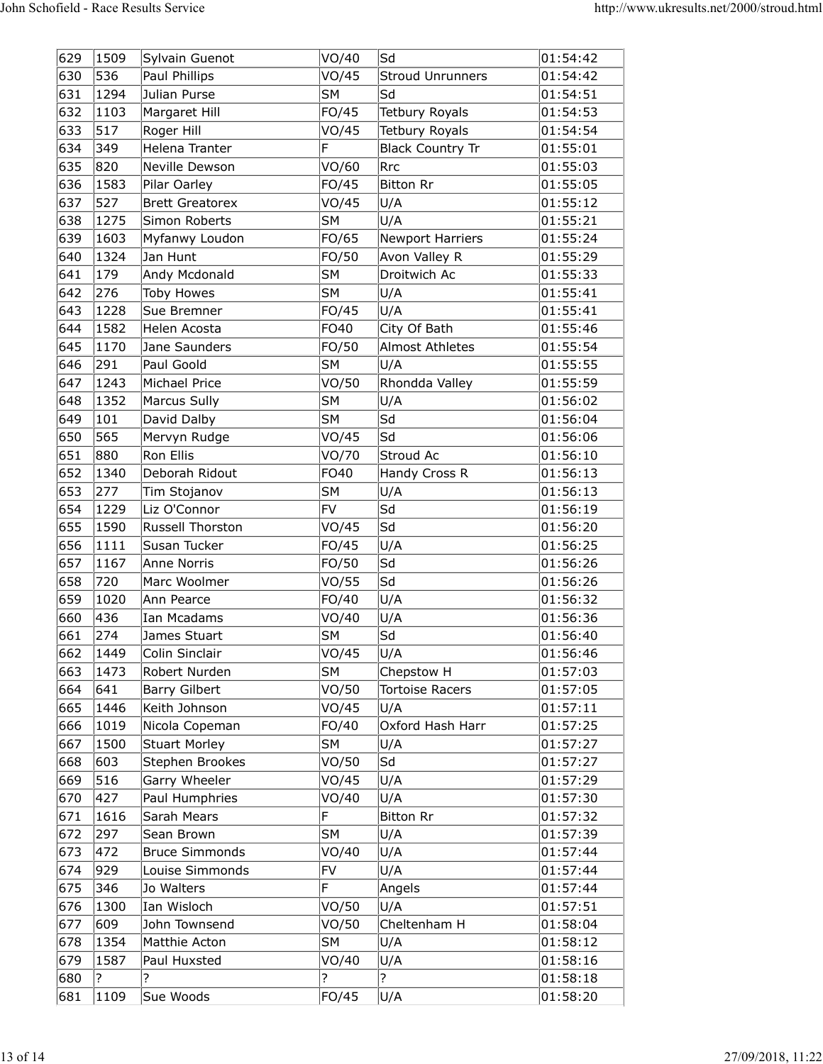| | | | | | |
|---|---|---|---|---|---|
| 629 | 1509 | Sylvain Guenot | VO/40 | Sd | 01:54:42 |
| 630 | 536 | Paul Phillips | VO/45 | Stroud Unrunners | 01:54:42 |
| 631 | 1294 | Julian Purse | SM | Sd | 01:54:51 |
| 632 | 1103 | Margaret Hill | FO/45 | Tetbury Royals | 01:54:53 |
| 633 | 517 | Roger Hill | VO/45 | Tetbury Royals | 01:54:54 |
| 634 | 349 | Helena Tranter | F | Black Country Tr | 01:55:01 |
| 635 | 820 | Neville Dewson | VO/60 | Rrc | 01:55:03 |
| 636 | 1583 | Pilar Oarley | FO/45 | Bitton Rr | 01:55:05 |
| 637 | 527 | Brett Greatorex | VO/45 | U/A | 01:55:12 |
| 638 | 1275 | Simon Roberts | SM | U/A | 01:55:21 |
| 639 | 1603 | Myfanwy Loudon | FO/65 | Newport Harriers | 01:55:24 |
| 640 | 1324 | Jan Hunt | FO/50 | Avon Valley R | 01:55:29 |
| 641 | 179 | Andy Mcdonald | SM | Droitwich Ac | 01:55:33 |
| 642 | 276 | Toby Howes | SM | U/A | 01:55:41 |
| 643 | 1228 | Sue Bremner | FO/45 | U/A | 01:55:41 |
| 644 | 1582 | Helen Acosta | FO40 | City Of Bath | 01:55:46 |
| 645 | 1170 | Jane Saunders | FO/50 | Almost Athletes | 01:55:54 |
| 646 | 291 | Paul Goold | SM | U/A | 01:55:55 |
| 647 | 1243 | Michael Price | VO/50 | Rhondda Valley | 01:55:59 |
| 648 | 1352 | Marcus Sully | SM | U/A | 01:56:02 |
| 649 | 101 | David Dalby | SM | Sd | 01:56:04 |
| 650 | 565 | Mervyn Rudge | VO/45 | Sd | 01:56:06 |
| 651 | 880 | Ron Ellis | VO/70 | Stroud Ac | 01:56:10 |
| 652 | 1340 | Deborah Ridout | FO40 | Handy Cross R | 01:56:13 |
| 653 | 277 | Tim Stojanov | SM | U/A | 01:56:13 |
| 654 | 1229 | Liz O'Connor | FV | Sd | 01:56:19 |
| 655 | 1590 | Russell Thorston | VO/45 | Sd | 01:56:20 |
| 656 | 1111 | Susan Tucker | FO/45 | U/A | 01:56:25 |
| 657 | 1167 | Anne Norris | FO/50 | Sd | 01:56:26 |
| 658 | 720 | Marc Woolmer | VO/55 | Sd | 01:56:26 |
| 659 | 1020 | Ann Pearce | FO/40 | U/A | 01:56:32 |
| 660 | 436 | Ian Mcadams | VO/40 | U/A | 01:56:36 |
| 661 | 274 | James Stuart | SM | Sd | 01:56:40 |
| 662 | 1449 | Colin Sinclair | VO/45 | U/A | 01:56:46 |
| 663 | 1473 | Robert Nurden | SM | Chepstow H | 01:57:03 |
| 664 | 641 | Barry Gilbert | VO/50 | Tortoise Racers | 01:57:05 |
| 665 | 1446 | Keith Johnson | VO/45 | U/A | 01:57:11 |
| 666 | 1019 | Nicola Copeman | FO/40 | Oxford Hash Harr | 01:57:25 |
| 667 | 1500 | Stuart Morley | SM | U/A | 01:57:27 |
| 668 | 603 | Stephen Brookes | VO/50 | Sd | 01:57:27 |
| 669 | 516 | Garry Wheeler | VO/45 | U/A | 01:57:29 |
| 670 | 427 | Paul Humphries | VO/40 | U/A | 01:57:30 |
| 671 | 1616 | Sarah Mears | F | Bitton Rr | 01:57:32 |
| 672 | 297 | Sean Brown | SM | U/A | 01:57:39 |
| 673 | 472 | Bruce Simmonds | VO/40 | U/A | 01:57:44 |
| 674 | 929 | Louise Simmonds | FV | U/A | 01:57:44 |
| 675 | 346 | Jo Walters | F | Angels | 01:57:44 |
| 676 | 1300 | Ian Wisloch | VO/50 | U/A | 01:57:51 |
| 677 | 609 | John Townsend | VO/50 | Cheltenham H | 01:58:04 |
| 678 | 1354 | Matthie Acton | SM | U/A | 01:58:12 |
| 679 | 1587 | Paul Huxsted | VO/40 | U/A | 01:58:16 |
| 680 | ? | ? | ? | ? | 01:58:18 |
| 681 | 1109 | Sue Woods | FO/45 | U/A | 01:58:20 |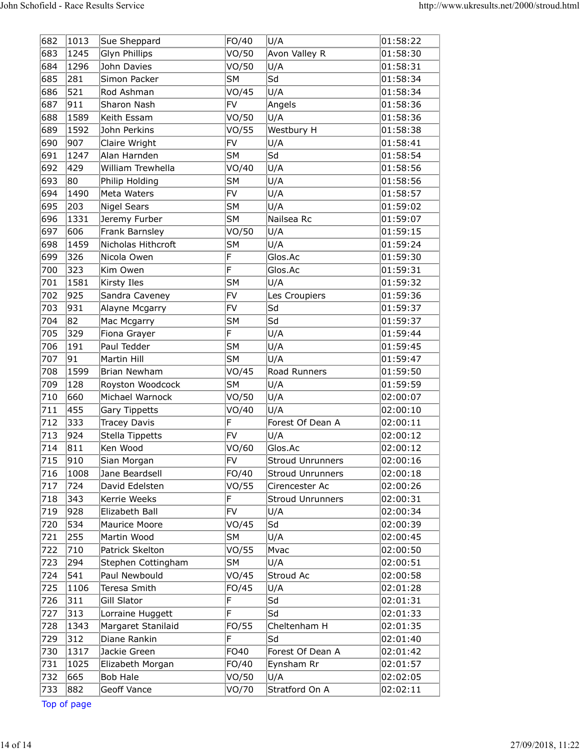| | | | | | |
|---|---|---|---|---|---|
| 682 | 1013 | Sue Sheppard | FO/40 | U/A | 01:58:22 |
| 683 | 1245 | Glyn Phillips | VO/50 | Avon Valley R | 01:58:30 |
| 684 | 1296 | John Davies | VO/50 | U/A | 01:58:31 |
| 685 | 281 | Simon Packer | SM | Sd | 01:58:34 |
| 686 | 521 | Rod Ashman | VO/45 | U/A | 01:58:34 |
| 687 | 911 | Sharon Nash | FV | Angels | 01:58:36 |
| 688 | 1589 | Keith Essam | VO/50 | U/A | 01:58:36 |
| 689 | 1592 | John Perkins | VO/55 | Westbury H | 01:58:38 |
| 690 | 907 | Claire Wright | FV | U/A | 01:58:41 |
| 691 | 1247 | Alan Harnden | SM | Sd | 01:58:54 |
| 692 | 429 | William Trewhella | VO/40 | U/A | 01:58:56 |
| 693 | 80 | Philip Holding | SM | U/A | 01:58:56 |
| 694 | 1490 | Meta Waters | FV | U/A | 01:58:57 |
| 695 | 203 | Nigel Sears | SM | U/A | 01:59:02 |
| 696 | 1331 | Jeremy Furber | SM | Nailsea Rc | 01:59:07 |
| 697 | 606 | Frank Barnsley | VO/50 | U/A | 01:59:15 |
| 698 | 1459 | Nicholas Hithcroft | SM | U/A | 01:59:24 |
| 699 | 326 | Nicola Owen | F | Glos.Ac | 01:59:30 |
| 700 | 323 | Kim Owen | F | Glos.Ac | 01:59:31 |
| 701 | 1581 | Kirsty Iles | SM | U/A | 01:59:32 |
| 702 | 925 | Sandra Caveney | FV | Les Croupiers | 01:59:36 |
| 703 | 931 | Alayne Mcgarry | FV | Sd | 01:59:37 |
| 704 | 82 | Mac Mcgarry | SM | Sd | 01:59:37 |
| 705 | 329 | Fiona Grayer | F | U/A | 01:59:44 |
| 706 | 191 | Paul Tedder | SM | U/A | 01:59:45 |
| 707 | 91 | Martin Hill | SM | U/A | 01:59:47 |
| 708 | 1599 | Brian Newham | VO/45 | Road Runners | 01:59:50 |
| 709 | 128 | Royston Woodcock | SM | U/A | 01:59:59 |
| 710 | 660 | Michael Warnock | VO/50 | U/A | 02:00:07 |
| 711 | 455 | Gary Tippetts | VO/40 | U/A | 02:00:10 |
| 712 | 333 | Tracey Davis | F | Forest Of Dean A | 02:00:11 |
| 713 | 924 | Stella Tippetts | FV | U/A | 02:00:12 |
| 714 | 811 | Ken Wood | VO/60 | Glos.Ac | 02:00:12 |
| 715 | 910 | Sian Morgan | FV | Stroud Unrunners | 02:00:16 |
| 716 | 1008 | Jane Beardsell | FO/40 | Stroud Unrunners | 02:00:18 |
| 717 | 724 | David Edelsten | VO/55 | Cirencester Ac | 02:00:26 |
| 718 | 343 | Kerrie Weeks | F | Stroud Unrunners | 02:00:31 |
| 719 | 928 | Elizabeth Ball | FV | U/A | 02:00:34 |
| 720 | 534 | Maurice Moore | VO/45 | Sd | 02:00:39 |
| 721 | 255 | Martin Wood | SM | U/A | 02:00:45 |
| 722 | 710 | Patrick Skelton | VO/55 | Mvac | 02:00:50 |
| 723 | 294 | Stephen Cottingham | SM | U/A | 02:00:51 |
| 724 | 541 | Paul Newbould | VO/45 | Stroud Ac | 02:00:58 |
| 725 | 1106 | Teresa Smith | FO/45 | U/A | 02:01:28 |
| 726 | 311 | Gill Slator | F | Sd | 02:01:31 |
| 727 | 313 | Lorraine Huggett | F | Sd | 02:01:33 |
| 728 | 1343 | Margaret Stanilaid | FO/55 | Cheltenham H | 02:01:35 |
| 729 | 312 | Diane Rankin | F | Sd | 02:01:40 |
| 730 | 1317 | Jackie Green | FO40 | Forest Of Dean A | 02:01:42 |
| 731 | 1025 | Elizabeth Morgan | FO/40 | Eynsham Rr | 02:01:57 |
| 732 | 665 | Bob Hale | VO/50 | U/A | 02:02:05 |
| 733 | 882 | Geoff Vance | VO/70 | Stratford On A | 02:02:11 |

Top of page